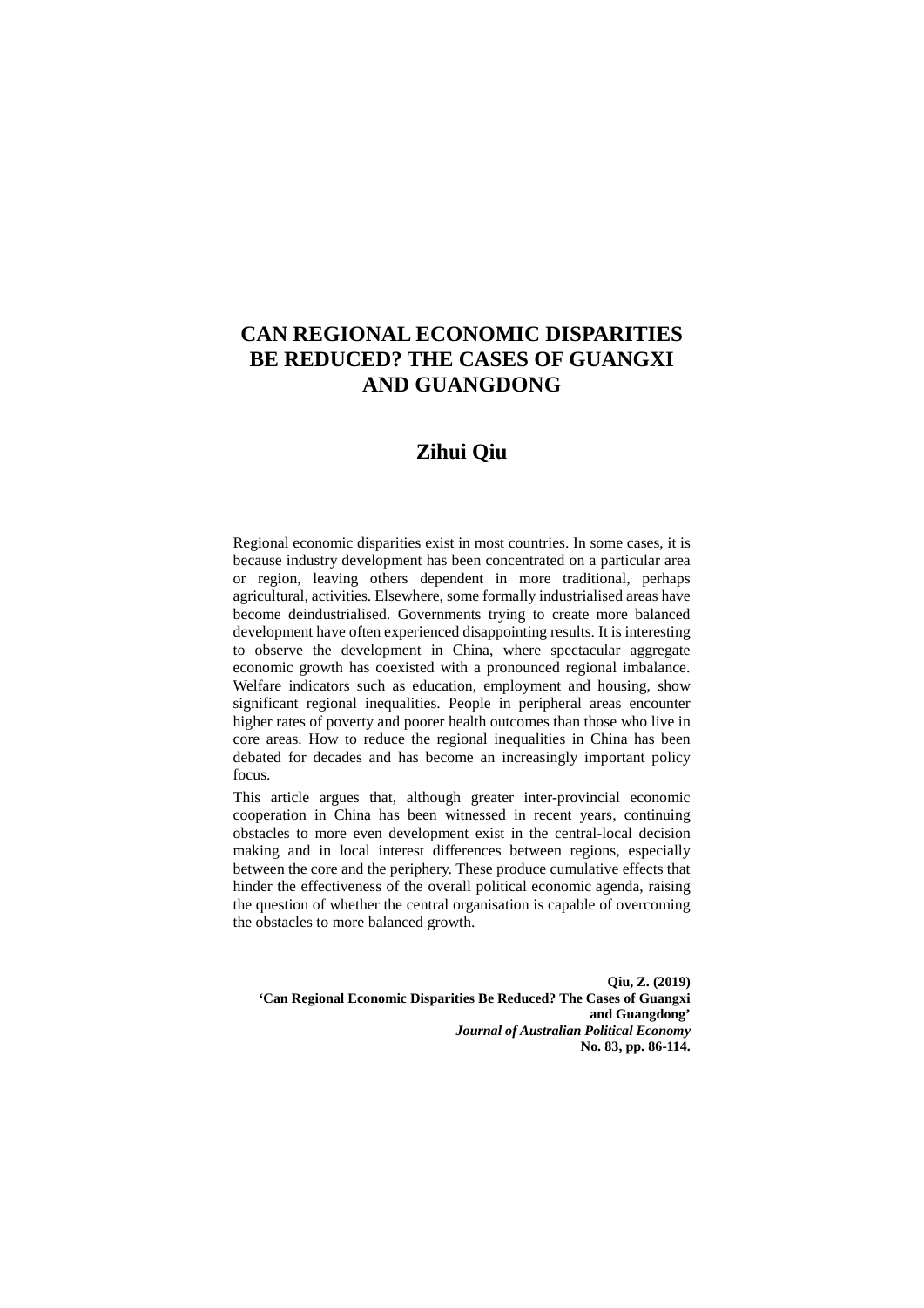# CAN REGIONAL ECONOMIC DISPARITIES BE REDUCED? THE CASES OF GUANGXI AND GUANGDONG

## Zihui Qiu

Regional economic disparities exist in most countries. In some cases, it is because industry development has been concentrated on a particular area or region, leaving others dependent in more traditional, perhaps agricultural, activities. Elsewhere, some formally industrialised areas have become deindustrialised. Governments trying to create more balanced development have often experienced disappointing results. It is interesting to observe the development in China, where spectacular aggregate economic growth has coexisted with a pronounced regional imbalance. Welfare indicators such as education, employment and housing, show significant regional inequalities. People in peripheral areas encounter higher rates of poverty and poorer health outcomes than those who live in core areas. How to reduce the regional inequalities in China has been debated for decades and has become an increasingly important policy focus.

This article argues that, although greater inter-provincial economic cooperation in China has been witnessed in recent years, continuing obstacles to more even development exist in the central-local decision making and in local interest differences between regions, especially between the core and the periphery. These produce cumulative effects that hinder the effectiveness of the overall political economic agenda, raising the question of whether the central organisation is capable of overcoming the obstacles to more balanced growth.

**Qiu, Z. (2019)**
**'Can Regional Economic Disparities Be Reduced? The Cases of Guangxi and Guangdong'**
***Journal of Australian Political Economy***
**No. 83, pp. 86-114.**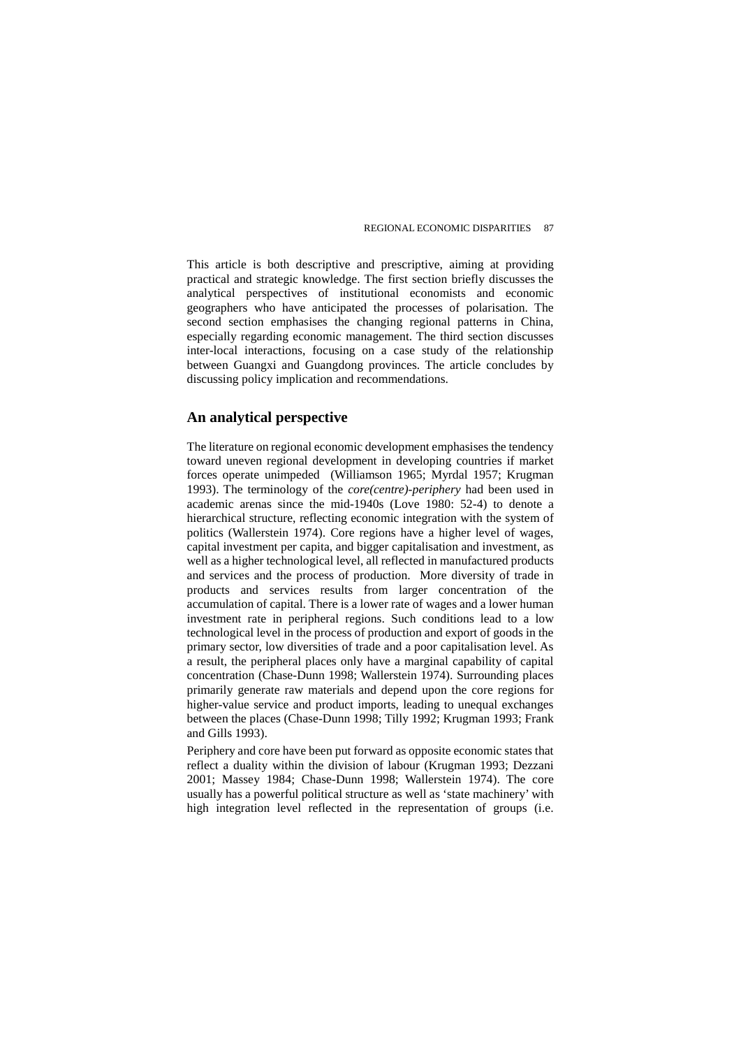This article is both descriptive and prescriptive, aiming at providing practical and strategic knowledge. The first section briefly discusses the analytical perspectives of institutional economists and economic geographers who have anticipated the processes of polarisation. The second section emphasises the changing regional patterns in China, especially regarding economic management. The third section discusses inter-local interactions, focusing on a case study of the relationship between Guangxi and Guangdong provinces. The article concludes by discussing policy implication and recommendations.

## An analytical perspective

The literature on regional economic development emphasises the tendency toward uneven regional development in developing countries if market forces operate unimpeded (Williamson 1965; Myrdal 1957; Krugman 1993). The terminology of the *core(centre)-periphery* had been used in academic arenas since the mid-1940s (Love 1980: 52-4) to denote a hierarchical structure, reflecting economic integration with the system of politics (Wallerstein 1974). Core regions have a higher level of wages, capital investment per capita, and bigger capitalisation and investment, as well as a higher technological level, all reflected in manufactured products and services and the process of production. More diversity of trade in products and services results from larger concentration of the accumulation of capital. There is a lower rate of wages and a lower human investment rate in peripheral regions. Such conditions lead to a low technological level in the process of production and export of goods in the primary sector, low diversities of trade and a poor capitalisation level. As a result, the peripheral places only have a marginal capability of capital concentration (Chase-Dunn 1998; Wallerstein 1974). Surrounding places primarily generate raw materials and depend upon the core regions for higher-value service and product imports, leading to unequal exchanges between the places (Chase-Dunn 1998; Tilly 1992; Krugman 1993; Frank and Gills 1993).

Periphery and core have been put forward as opposite economic states that reflect a duality within the division of labour (Krugman 1993; Dezzani 2001; Massey 1984; Chase-Dunn 1998; Wallerstein 1974). The core usually has a powerful political structure as well as 'state machinery' with high integration level reflected in the representation of groups (i.e.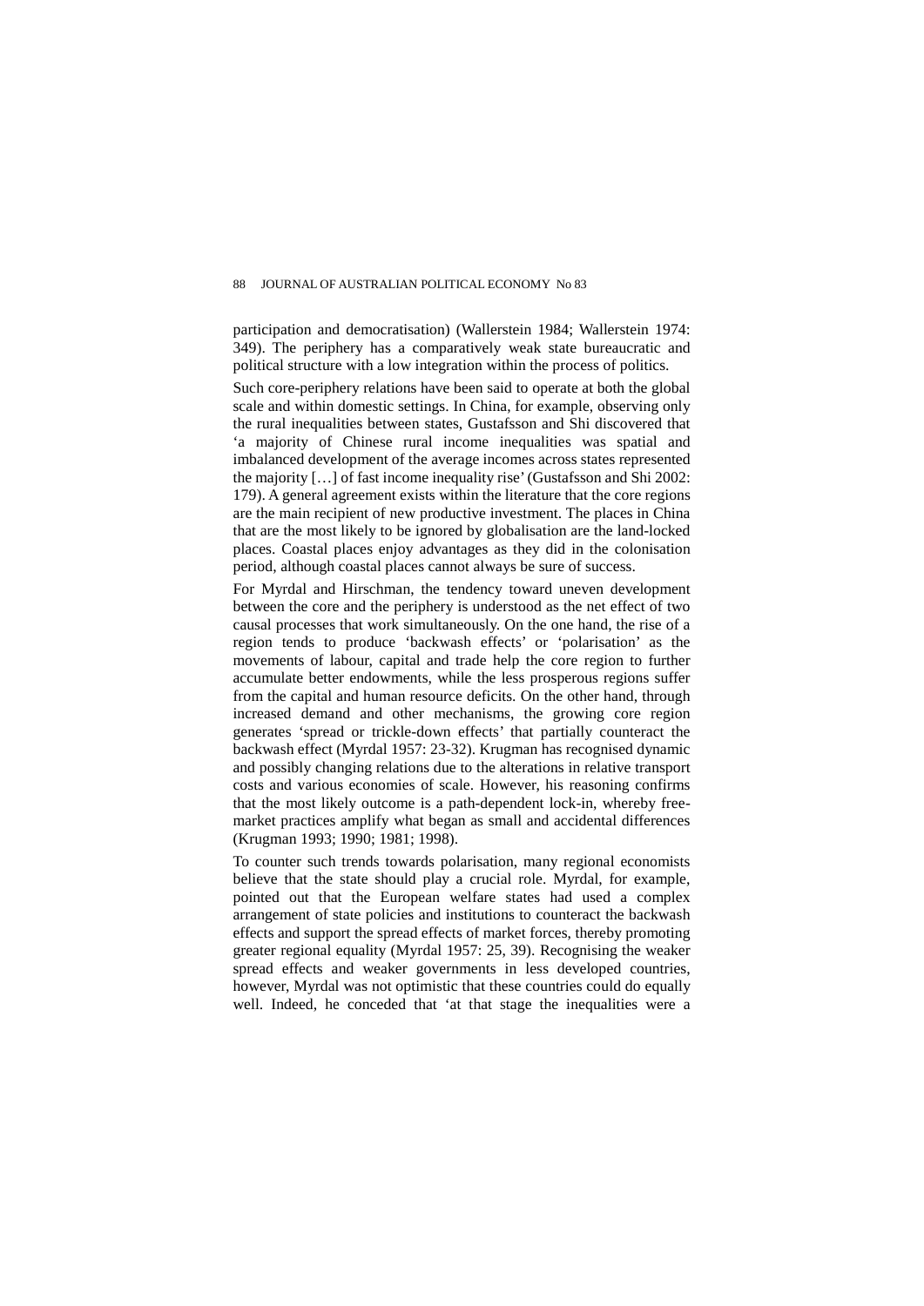participation and democratisation) (Wallerstein 1984; Wallerstein 1974: 349). The periphery has a comparatively weak state bureaucratic and political structure with a low integration within the process of politics.

Such core-periphery relations have been said to operate at both the global scale and within domestic settings. In China, for example, observing only the rural inequalities between states, Gustafsson and Shi discovered that 'a majority of Chinese rural income inequalities was spatial and imbalanced development of the average incomes across states represented the majority […] of fast income inequality rise' (Gustafsson and Shi 2002: 179). A general agreement exists within the literature that the core regions are the main recipient of new productive investment. The places in China that are the most likely to be ignored by globalisation are the land-locked places. Coastal places enjoy advantages as they did in the colonisation period, although coastal places cannot always be sure of success.

For Myrdal and Hirschman, the tendency toward uneven development between the core and the periphery is understood as the net effect of two causal processes that work simultaneously. On the one hand, the rise of a region tends to produce 'backwash effects' or 'polarisation' as the movements of labour, capital and trade help the core region to further accumulate better endowments, while the less prosperous regions suffer from the capital and human resource deficits. On the other hand, through increased demand and other mechanisms, the growing core region generates 'spread or trickle-down effects' that partially counteract the backwash effect (Myrdal 1957: 23-32). Krugman has recognised dynamic and possibly changing relations due to the alterations in relative transport costs and various economies of scale. However, his reasoning confirms that the most likely outcome is a path-dependent lock-in, whereby free-market practices amplify what began as small and accidental differences (Krugman 1993; 1990; 1981; 1998).

To counter such trends towards polarisation, many regional economists believe that the state should play a crucial role. Myrdal, for example, pointed out that the European welfare states had used a complex arrangement of state policies and institutions to counteract the backwash effects and support the spread effects of market forces, thereby promoting greater regional equality (Myrdal 1957: 25, 39). Recognising the weaker spread effects and weaker governments in less developed countries, however, Myrdal was not optimistic that these countries could do equally well. Indeed, he conceded that 'at that stage the inequalities were a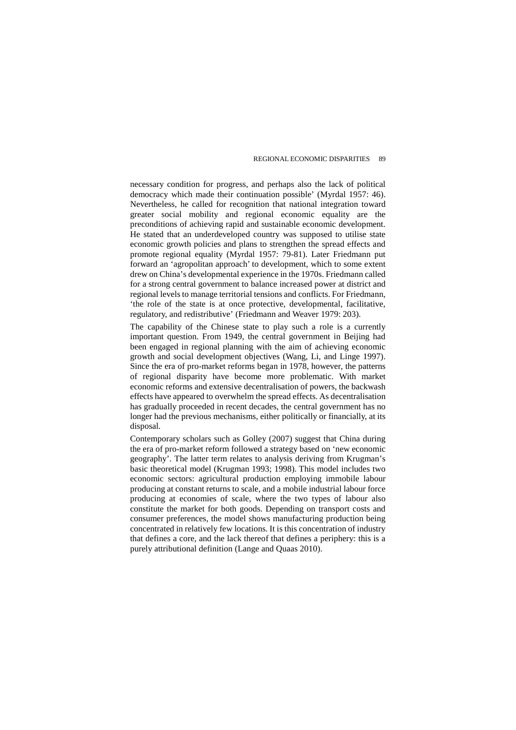necessary condition for progress, and perhaps also the lack of political democracy which made their continuation possible' (Myrdal 1957: 46). Nevertheless, he called for recognition that national integration toward greater social mobility and regional economic equality are the preconditions of achieving rapid and sustainable economic development. He stated that an underdeveloped country was supposed to utilise state economic growth policies and plans to strengthen the spread effects and promote regional equality (Myrdal 1957: 79-81). Later Friedmann put forward an 'agropolitan approach' to development, which to some extent drew on China's developmental experience in the 1970s. Friedmann called for a strong central government to balance increased power at district and regional levels to manage territorial tensions and conflicts. For Friedmann, 'the role of the state is at once protective, developmental, facilitative, regulatory, and redistributive' (Friedmann and Weaver 1979: 203).

The capability of the Chinese state to play such a role is a currently important question. From 1949, the central government in Beijing had been engaged in regional planning with the aim of achieving economic growth and social development objectives (Wang, Li, and Linge 1997). Since the era of pro-market reforms began in 1978, however, the patterns of regional disparity have become more problematic. With market economic reforms and extensive decentralisation of powers, the backwash effects have appeared to overwhelm the spread effects. As decentralisation has gradually proceeded in recent decades, the central government has no longer had the previous mechanisms, either politically or financially, at its disposal.

Contemporary scholars such as Golley (2007) suggest that China during the era of pro-market reform followed a strategy based on 'new economic geography'. The latter term relates to analysis deriving from Krugman's basic theoretical model (Krugman 1993; 1998). This model includes two economic sectors: agricultural production employing immobile labour producing at constant returns to scale, and a mobile industrial labour force producing at economies of scale, where the two types of labour also constitute the market for both goods. Depending on transport costs and consumer preferences, the model shows manufacturing production being concentrated in relatively few locations. It is this concentration of industry that defines a core, and the lack thereof that defines a periphery: this is a purely attributional definition (Lange and Quaas 2010).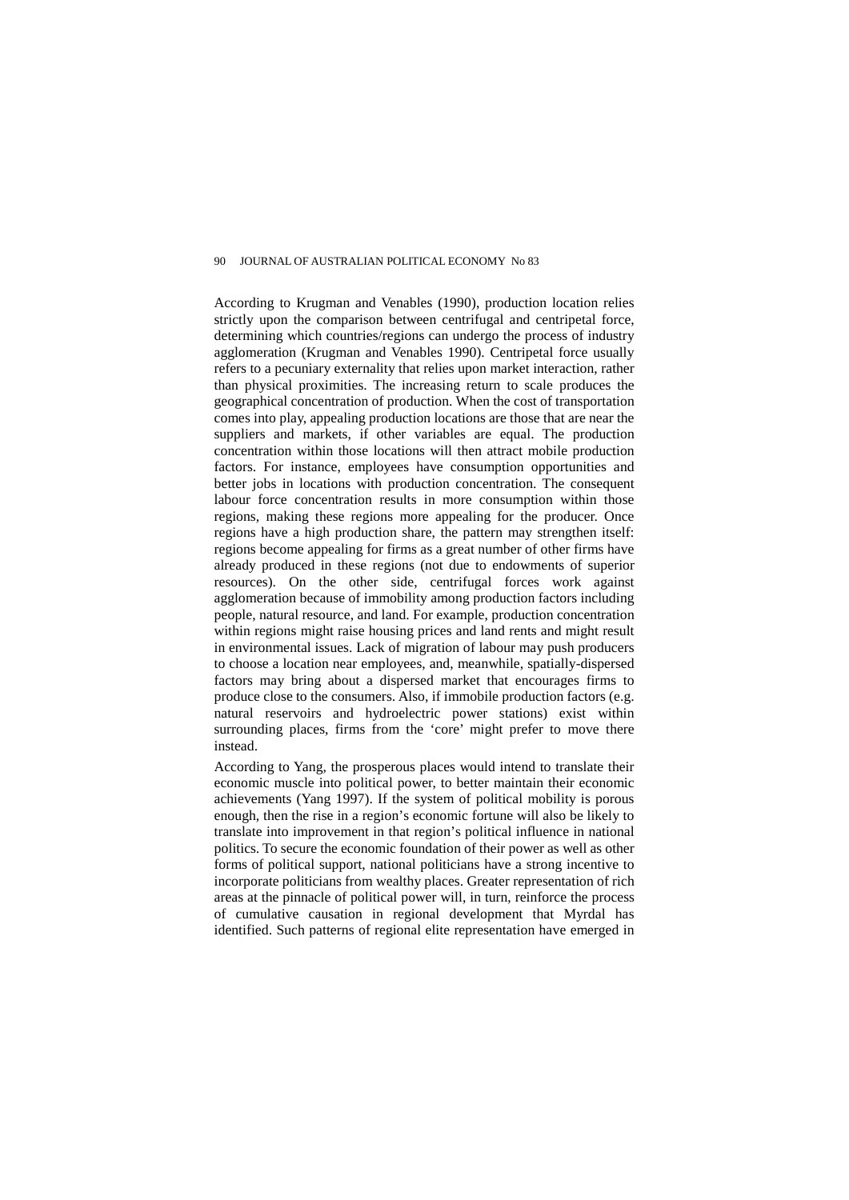According to Krugman and Venables (1990), production location relies strictly upon the comparison between centrifugal and centripetal force, determining which countries/regions can undergo the process of industry agglomeration (Krugman and Venables 1990). Centripetal force usually refers to a pecuniary externality that relies upon market interaction, rather than physical proximities. The increasing return to scale produces the geographical concentration of production. When the cost of transportation comes into play, appealing production locations are those that are near the suppliers and markets, if other variables are equal. The production concentration within those locations will then attract mobile production factors. For instance, employees have consumption opportunities and better jobs in locations with production concentration. The consequent labour force concentration results in more consumption within those regions, making these regions more appealing for the producer. Once regions have a high production share, the pattern may strengthen itself: regions become appealing for firms as a great number of other firms have already produced in these regions (not due to endowments of superior resources). On the other side, centrifugal forces work against agglomeration because of immobility among production factors including people, natural resource, and land. For example, production concentration within regions might raise housing prices and land rents and might result in environmental issues. Lack of migration of labour may push producers to choose a location near employees, and, meanwhile, spatially-dispersed factors may bring about a dispersed market that encourages firms to produce close to the consumers. Also, if immobile production factors (e.g. natural reservoirs and hydroelectric power stations) exist within surrounding places, firms from the 'core' might prefer to move there instead.

According to Yang, the prosperous places would intend to translate their economic muscle into political power, to better maintain their economic achievements (Yang 1997). If the system of political mobility is porous enough, then the rise in a region's economic fortune will also be likely to translate into improvement in that region's political influence in national politics. To secure the economic foundation of their power as well as other forms of political support, national politicians have a strong incentive to incorporate politicians from wealthy places. Greater representation of rich areas at the pinnacle of political power will, in turn, reinforce the process of cumulative causation in regional development that Myrdal has identified. Such patterns of regional elite representation have emerged in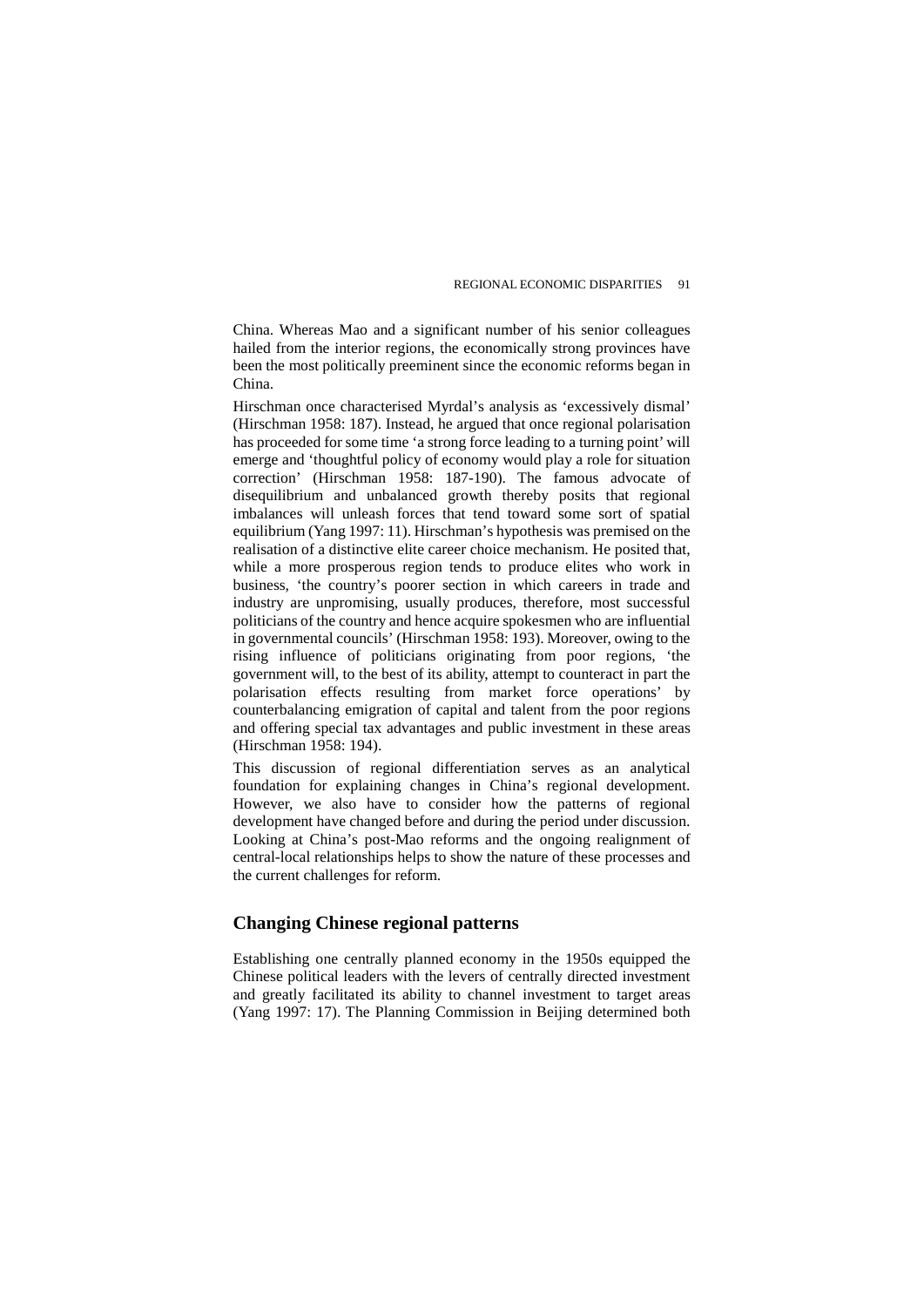China. Whereas Mao and a significant number of his senior colleagues hailed from the interior regions, the economically strong provinces have been the most politically preeminent since the economic reforms began in China.

Hirschman once characterised Myrdal's analysis as 'excessively dismal' (Hirschman 1958: 187). Instead, he argued that once regional polarisation has proceeded for some time 'a strong force leading to a turning point' will emerge and 'thoughtful policy of economy would play a role for situation correction' (Hirschman 1958: 187-190). The famous advocate of disequilibrium and unbalanced growth thereby posits that regional imbalances will unleash forces that tend toward some sort of spatial equilibrium (Yang 1997: 11). Hirschman's hypothesis was premised on the realisation of a distinctive elite career choice mechanism. He posited that, while a more prosperous region tends to produce elites who work in business, 'the country's poorer section in which careers in trade and industry are unpromising, usually produces, therefore, most successful politicians of the country and hence acquire spokesmen who are influential in governmental councils' (Hirschman 1958: 193). Moreover, owing to the rising influence of politicians originating from poor regions, 'the government will, to the best of its ability, attempt to counteract in part the polarisation effects resulting from market force operations' by counterbalancing emigration of capital and talent from the poor regions and offering special tax advantages and public investment in these areas (Hirschman 1958: 194).

This discussion of regional differentiation serves as an analytical foundation for explaining changes in China's regional development. However, we also have to consider how the patterns of regional development have changed before and during the period under discussion. Looking at China's post-Mao reforms and the ongoing realignment of central-local relationships helps to show the nature of these processes and the current challenges for reform.

## Changing Chinese regional patterns

Establishing one centrally planned economy in the 1950s equipped the Chinese political leaders with the levers of centrally directed investment and greatly facilitated its ability to channel investment to target areas (Yang 1997: 17). The Planning Commission in Beijing determined both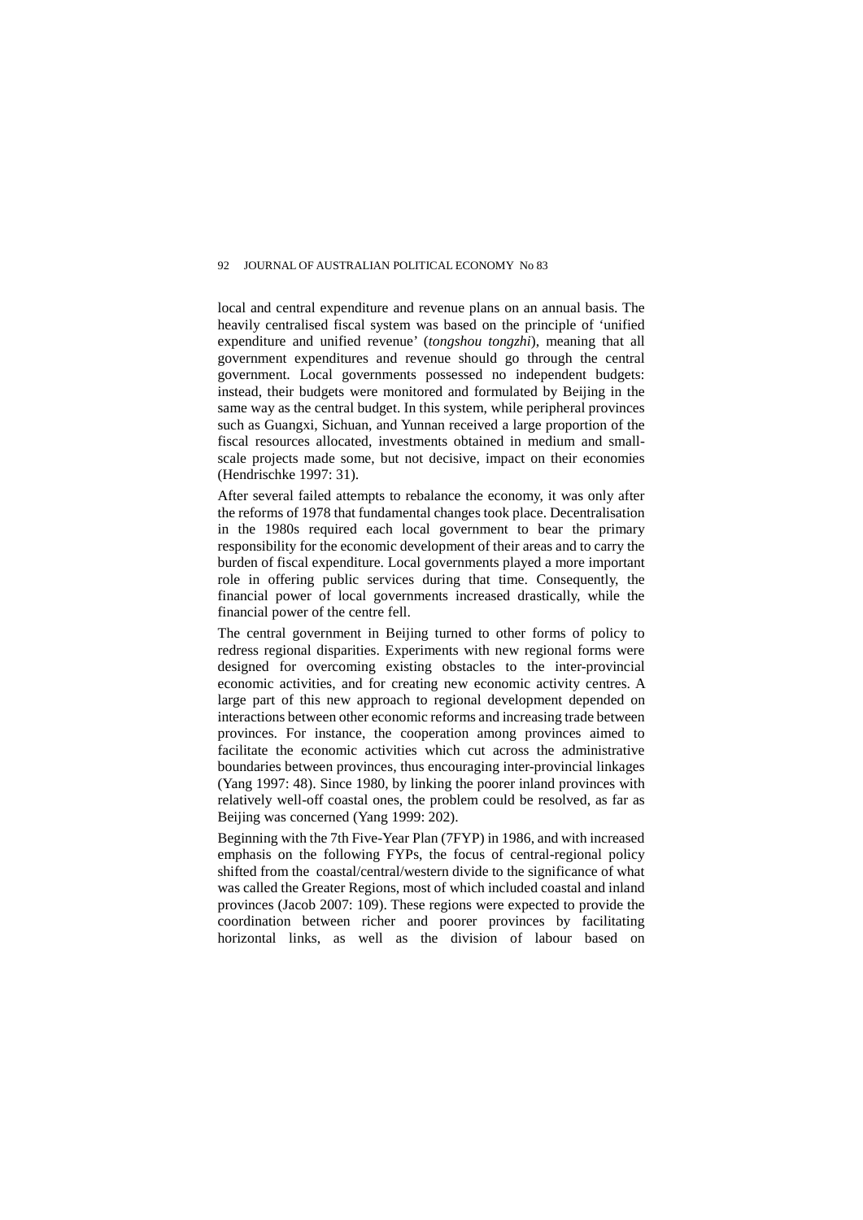local and central expenditure and revenue plans on an annual basis. The heavily centralised fiscal system was based on the principle of 'unified expenditure and unified revenue' (*tongshou tongzhi*), meaning that all government expenditures and revenue should go through the central government. Local governments possessed no independent budgets: instead, their budgets were monitored and formulated by Beijing in the same way as the central budget. In this system, while peripheral provinces such as Guangxi, Sichuan, and Yunnan received a large proportion of the fiscal resources allocated, investments obtained in medium and small-scale projects made some, but not decisive, impact on their economies (Hendrischke 1997: 31).

After several failed attempts to rebalance the economy, it was only after the reforms of 1978 that fundamental changes took place. Decentralisation in the 1980s required each local government to bear the primary responsibility for the economic development of their areas and to carry the burden of fiscal expenditure. Local governments played a more important role in offering public services during that time. Consequently, the financial power of local governments increased drastically, while the financial power of the centre fell.

The central government in Beijing turned to other forms of policy to redress regional disparities. Experiments with new regional forms were designed for overcoming existing obstacles to the inter-provincial economic activities, and for creating new economic activity centres. A large part of this new approach to regional development depended on interactions between other economic reforms and increasing trade between provinces. For instance, the cooperation among provinces aimed to facilitate the economic activities which cut across the administrative boundaries between provinces, thus encouraging inter-provincial linkages (Yang 1997: 48). Since 1980, by linking the poorer inland provinces with relatively well-off coastal ones, the problem could be resolved, as far as Beijing was concerned (Yang 1999: 202).

Beginning with the 7th Five-Year Plan (7FYP) in 1986, and with increased emphasis on the following FYPs, the focus of central-regional policy shifted from the coastal/central/western divide to the significance of what was called the Greater Regions, most of which included coastal and inland provinces (Jacob 2007: 109). These regions were expected to provide the coordination between richer and poorer provinces by facilitating horizontal links, as well as the division of labour based on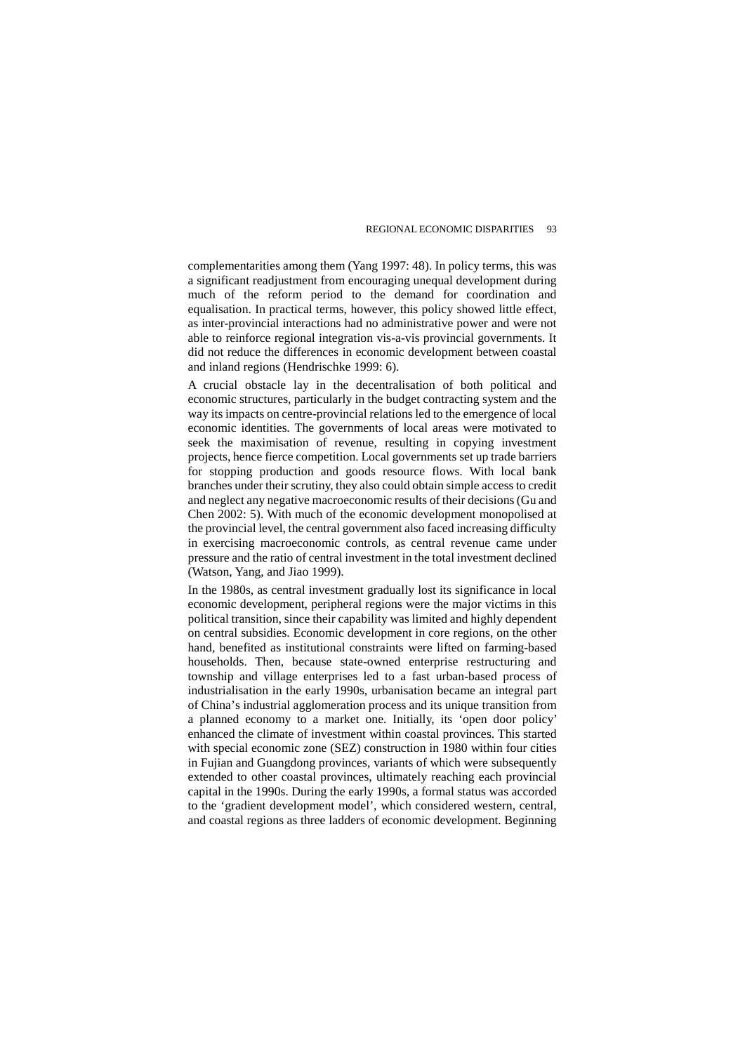complementarities among them (Yang 1997: 48). In policy terms, this was a significant readjustment from encouraging unequal development during much of the reform period to the demand for coordination and equalisation. In practical terms, however, this policy showed little effect, as inter-provincial interactions had no administrative power and were not able to reinforce regional integration vis-a-vis provincial governments. It did not reduce the differences in economic development between coastal and inland regions (Hendrischke 1999: 6).

A crucial obstacle lay in the decentralisation of both political and economic structures, particularly in the budget contracting system and the way its impacts on centre-provincial relations led to the emergence of local economic identities. The governments of local areas were motivated to seek the maximisation of revenue, resulting in copying investment projects, hence fierce competition. Local governments set up trade barriers for stopping production and goods resource flows. With local bank branches under their scrutiny, they also could obtain simple access to credit and neglect any negative macroeconomic results of their decisions (Gu and Chen 2002: 5). With much of the economic development monopolised at the provincial level, the central government also faced increasing difficulty in exercising macroeconomic controls, as central revenue came under pressure and the ratio of central investment in the total investment declined (Watson, Yang, and Jiao 1999).

In the 1980s, as central investment gradually lost its significance in local economic development, peripheral regions were the major victims in this political transition, since their capability was limited and highly dependent on central subsidies. Economic development in core regions, on the other hand, benefited as institutional constraints were lifted on farming-based households. Then, because state-owned enterprise restructuring and township and village enterprises led to a fast urban-based process of industrialisation in the early 1990s, urbanisation became an integral part of China's industrial agglomeration process and its unique transition from a planned economy to a market one. Initially, its 'open door policy' enhanced the climate of investment within coastal provinces. This started with special economic zone (SEZ) construction in 1980 within four cities in Fujian and Guangdong provinces, variants of which were subsequently extended to other coastal provinces, ultimately reaching each provincial capital in the 1990s. During the early 1990s, a formal status was accorded to the 'gradient development model', which considered western, central, and coastal regions as three ladders of economic development. Beginning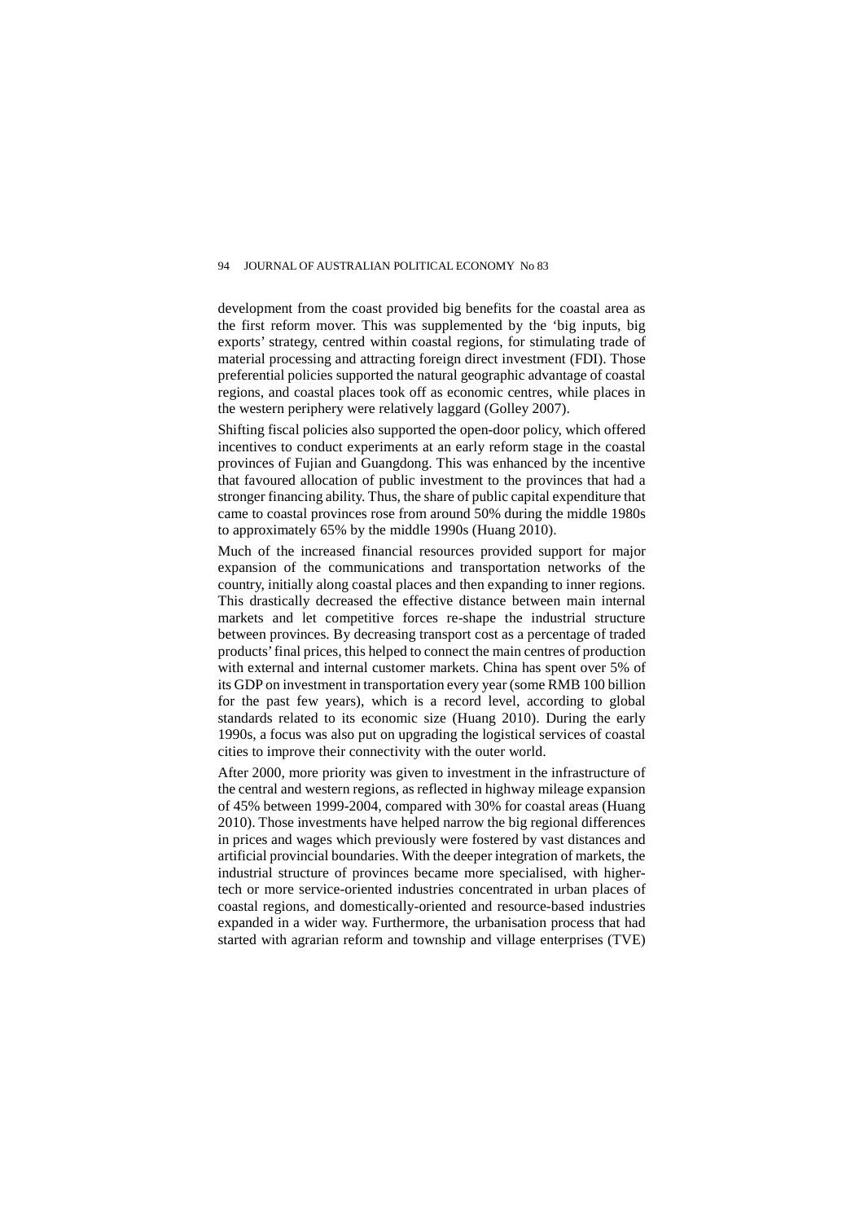development from the coast provided big benefits for the coastal area as the first reform mover. This was supplemented by the 'big inputs, big exports' strategy, centred within coastal regions, for stimulating trade of material processing and attracting foreign direct investment (FDI). Those preferential policies supported the natural geographic advantage of coastal regions, and coastal places took off as economic centres, while places in the western periphery were relatively laggard (Golley 2007).

Shifting fiscal policies also supported the open-door policy, which offered incentives to conduct experiments at an early reform stage in the coastal provinces of Fujian and Guangdong. This was enhanced by the incentive that favoured allocation of public investment to the provinces that had a stronger financing ability. Thus, the share of public capital expenditure that came to coastal provinces rose from around 50% during the middle 1980s to approximately 65% by the middle 1990s (Huang 2010).

Much of the increased financial resources provided support for major expansion of the communications and transportation networks of the country, initially along coastal places and then expanding to inner regions. This drastically decreased the effective distance between main internal markets and let competitive forces re-shape the industrial structure between provinces. By decreasing transport cost as a percentage of traded products' final prices, this helped to connect the main centres of production with external and internal customer markets. China has spent over 5% of its GDP on investment in transportation every year (some RMB 100 billion for the past few years), which is a record level, according to global standards related to its economic size (Huang 2010). During the early 1990s, a focus was also put on upgrading the logistical services of coastal cities to improve their connectivity with the outer world.

After 2000, more priority was given to investment in the infrastructure of the central and western regions, as reflected in highway mileage expansion of 45% between 1999-2004, compared with 30% for coastal areas (Huang 2010). Those investments have helped narrow the big regional differences in prices and wages which previously were fostered by vast distances and artificial provincial boundaries. With the deeper integration of markets, the industrial structure of provinces became more specialised, with higher-tech or more service-oriented industries concentrated in urban places of coastal regions, and domestically-oriented and resource-based industries expanded in a wider way. Furthermore, the urbanisation process that had started with agrarian reform and township and village enterprises (TVE)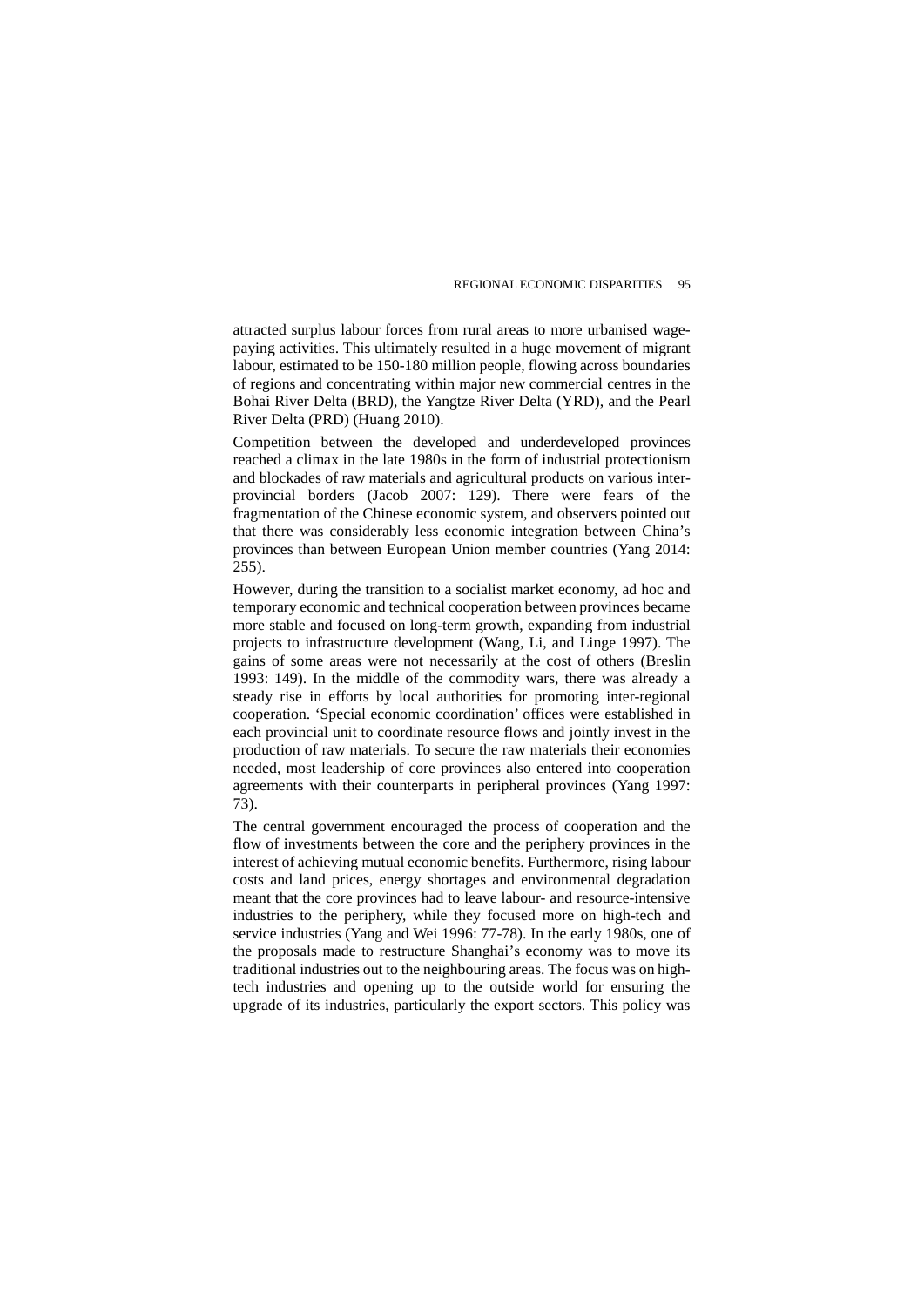attracted surplus labour forces from rural areas to more urbanised wage-paying activities. This ultimately resulted in a huge movement of migrant labour, estimated to be 150-180 million people, flowing across boundaries of regions and concentrating within major new commercial centres in the Bohai River Delta (BRD), the Yangtze River Delta (YRD), and the Pearl River Delta (PRD) (Huang 2010).

Competition between the developed and underdeveloped provinces reached a climax in the late 1980s in the form of industrial protectionism and blockades of raw materials and agricultural products on various inter-provincial borders (Jacob 2007: 129). There were fears of the fragmentation of the Chinese economic system, and observers pointed out that there was considerably less economic integration between China's provinces than between European Union member countries (Yang 2014: 255).

However, during the transition to a socialist market economy, ad hoc and temporary economic and technical cooperation between provinces became more stable and focused on long-term growth, expanding from industrial projects to infrastructure development (Wang, Li, and Linge 1997). The gains of some areas were not necessarily at the cost of others (Breslin 1993: 149). In the middle of the commodity wars, there was already a steady rise in efforts by local authorities for promoting inter-regional cooperation. 'Special economic coordination' offices were established in each provincial unit to coordinate resource flows and jointly invest in the production of raw materials. To secure the raw materials their economies needed, most leadership of core provinces also entered into cooperation agreements with their counterparts in peripheral provinces (Yang 1997: 73).

The central government encouraged the process of cooperation and the flow of investments between the core and the periphery provinces in the interest of achieving mutual economic benefits. Furthermore, rising labour costs and land prices, energy shortages and environmental degradation meant that the core provinces had to leave labour- and resource-intensive industries to the periphery, while they focused more on high-tech and service industries (Yang and Wei 1996: 77-78). In the early 1980s, one of the proposals made to restructure Shanghai's economy was to move its traditional industries out to the neighbouring areas. The focus was on high-tech industries and opening up to the outside world for ensuring the upgrade of its industries, particularly the export sectors. This policy was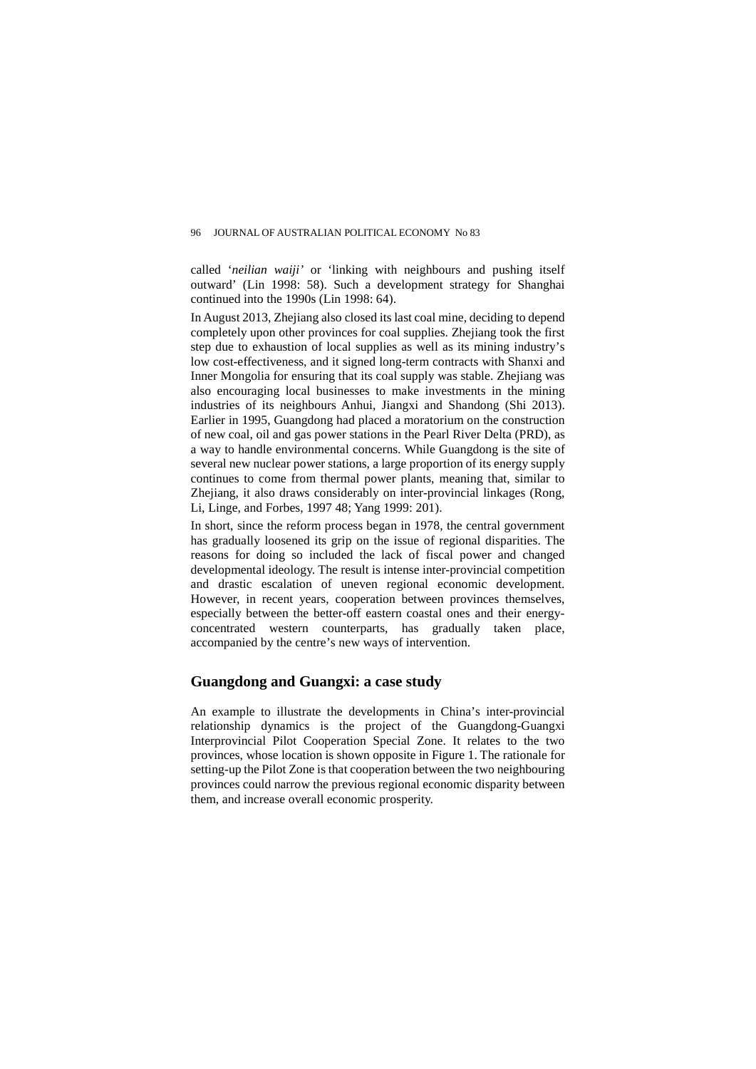called '*neilian waiji*' or 'linking with neighbours and pushing itself outward' (Lin 1998: 58). Such a development strategy for Shanghai continued into the 1990s (Lin 1998: 64).

In August 2013, Zhejiang also closed its last coal mine, deciding to depend completely upon other provinces for coal supplies. Zhejiang took the first step due to exhaustion of local supplies as well as its mining industry's low cost-effectiveness, and it signed long-term contracts with Shanxi and Inner Mongolia for ensuring that its coal supply was stable. Zhejiang was also encouraging local businesses to make investments in the mining industries of its neighbours Anhui, Jiangxi and Shandong (Shi 2013). Earlier in 1995, Guangdong had placed a moratorium on the construction of new coal, oil and gas power stations in the Pearl River Delta (PRD), as a way to handle environmental concerns. While Guangdong is the site of several new nuclear power stations, a large proportion of its energy supply continues to come from thermal power plants, meaning that, similar to Zhejiang, it also draws considerably on inter-provincial linkages (Rong, Li, Linge, and Forbes, 1997 48; Yang 1999: 201).

In short, since the reform process began in 1978, the central government has gradually loosened its grip on the issue of regional disparities. The reasons for doing so included the lack of fiscal power and changed developmental ideology. The result is intense inter-provincial competition and drastic escalation of uneven regional economic development. However, in recent years, cooperation between provinces themselves, especially between the better-off eastern coastal ones and their energy-concentrated western counterparts, has gradually taken place, accompanied by the centre's new ways of intervention.

## Guangdong and Guangxi: a case study

An example to illustrate the developments in China's inter-provincial relationship dynamics is the project of the Guangdong-Guangxi Interprovincial Pilot Cooperation Special Zone. It relates to the two provinces, whose location is shown opposite in Figure 1. The rationale for setting-up the Pilot Zone is that cooperation between the two neighbouring provinces could narrow the previous regional economic disparity between them, and increase overall economic prosperity.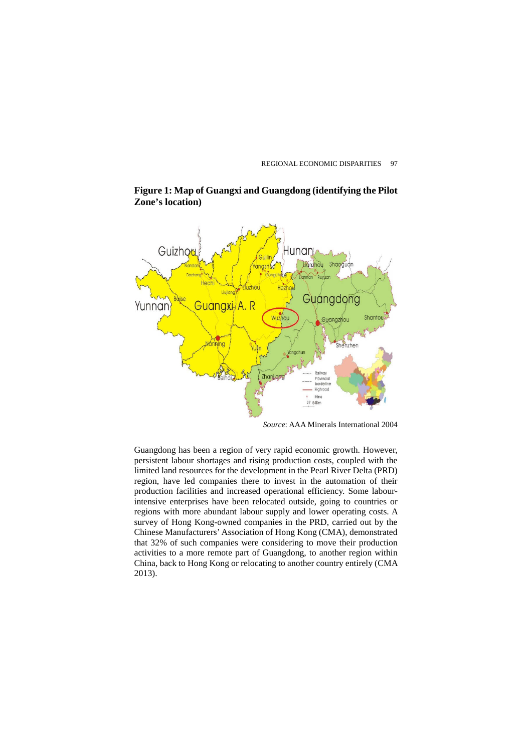**Figure 1: Map of Guangxi and Guangdong (identifying the Pilot Zone's location)**

*Source*: AAA Minerals International 2004

Guangdong has been a region of very rapid economic growth. However, persistent labour shortages and rising production costs, coupled with the limited land resources for the development in the Pearl River Delta (PRD) region, have led companies there to invest in the automation of their production facilities and increased operational efficiency. Some labour-intensive enterprises have been relocated outside, going to countries or regions with more abundant labour supply and lower operating costs. A survey of Hong Kong-owned companies in the PRD, carried out by the Chinese Manufacturers' Association of Hong Kong (CMA), demonstrated that 32% of such companies were considering to move their production activities to a more remote part of Guangdong, to another region within China, back to Hong Kong or relocating to another country entirely (CMA 2013).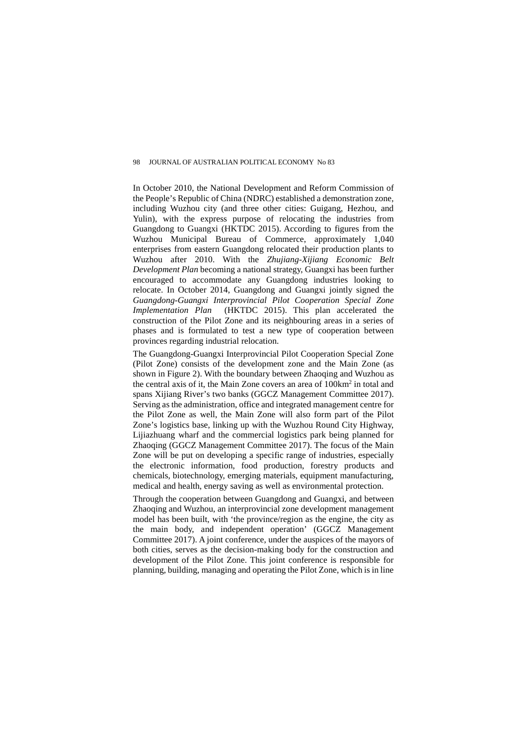In October 2010, the National Development and Reform Commission of the People's Republic of China (NDRC) established a demonstration zone, including Wuzhou city (and three other cities: Guigang, Hezhou, and Yulin), with the express purpose of relocating the industries from Guangdong to Guangxi (HKTDC 2015). According to figures from the Wuzhou Municipal Bureau of Commerce, approximately 1,040 enterprises from eastern Guangdong relocated their production plants to Wuzhou after 2010. With the *Zhujiang-Xijiang Economic Belt Development Plan* becoming a national strategy, Guangxi has been further encouraged to accommodate any Guangdong industries looking to relocate. In October 2014, Guangdong and Guangxi jointly signed the *Guangdong-Guangxi Interprovincial Pilot Cooperation Special Zone Implementation Plan* (HKTDC 2015). This plan accelerated the construction of the Pilot Zone and its neighbouring areas in a series of phases and is formulated to test a new type of cooperation between provinces regarding industrial relocation.

The Guangdong-Guangxi Interprovincial Pilot Cooperation Special Zone (Pilot Zone) consists of the development zone and the Main Zone (as shown in Figure 2). With the boundary between Zhaoqing and Wuzhou as the central axis of it, the Main Zone covers an area of 100km$^2$ in total and spans Xijiang River's two banks (GGCZ Management Committee 2017). Serving as the administration, office and integrated management centre for the Pilot Zone as well, the Main Zone will also form part of the Pilot Zone's logistics base, linking up with the Wuzhou Round City Highway, Lijiazhuang wharf and the commercial logistics park being planned for Zhaoqing (GGCZ Management Committee 2017). The focus of the Main Zone will be put on developing a specific range of industries, especially the electronic information, food production, forestry products and chemicals, biotechnology, emerging materials, equipment manufacturing, medical and health, energy saving as well as environmental protection.

Through the cooperation between Guangdong and Guangxi, and between Zhaoqing and Wuzhou, an interprovincial zone development management model has been built, with 'the province/region as the engine, the city as the main body, and independent operation' (GGCZ Management Committee 2017). A joint conference, under the auspices of the mayors of both cities, serves as the decision-making body for the construction and development of the Pilot Zone. This joint conference is responsible for planning, building, managing and operating the Pilot Zone, which is in line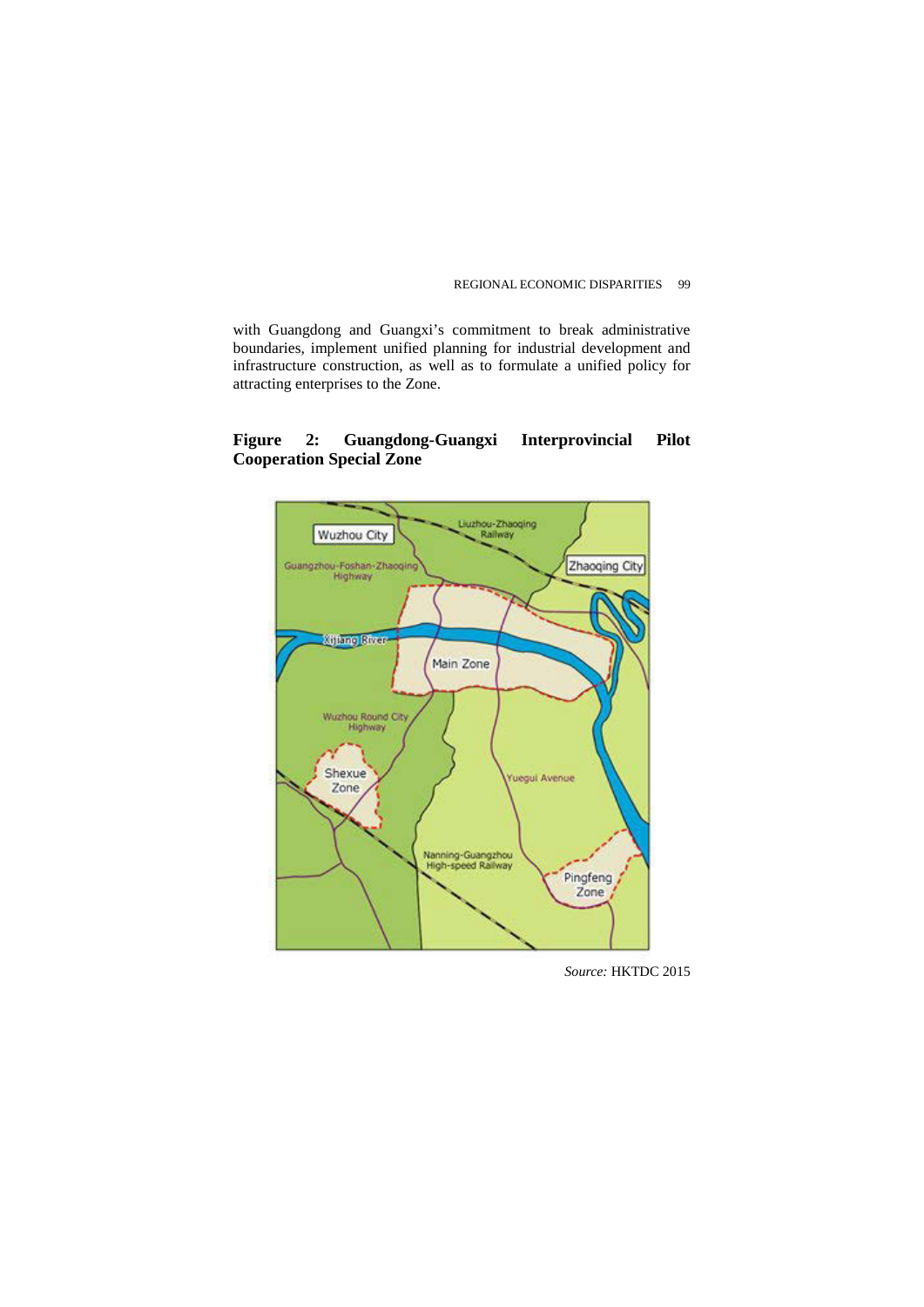with Guangdong and Guangxi's commitment to break administrative boundaries, implement unified planning for industrial development and infrastructure construction, as well as to formulate a unified policy for attracting enterprises to the Zone.

**Figure 2: Guangdong-Guangxi Interprovincial Pilot Cooperation Special Zone**

*Source:* HKTDC 2015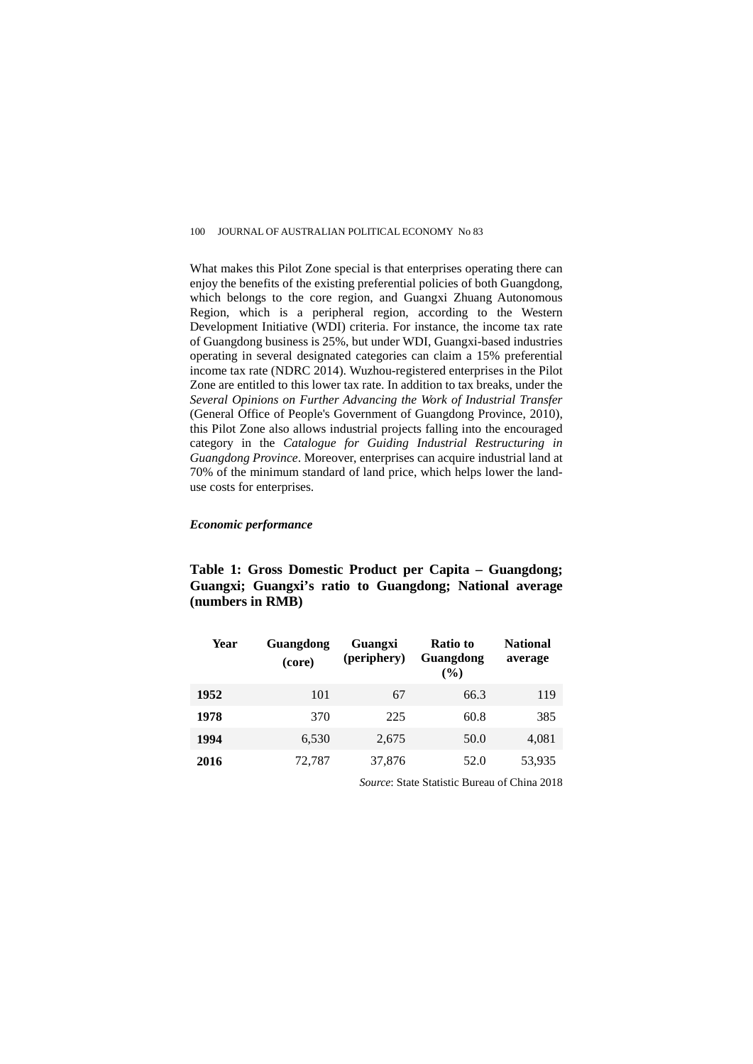What makes this Pilot Zone special is that enterprises operating there can enjoy the benefits of the existing preferential policies of both Guangdong, which belongs to the core region, and Guangxi Zhuang Autonomous Region, which is a peripheral region, according to the Western Development Initiative (WDI) criteria. For instance, the income tax rate of Guangdong business is 25%, but under WDI, Guangxi-based industries operating in several designated categories can claim a 15% preferential income tax rate (NDRC 2014). Wuzhou-registered enterprises in the Pilot Zone are entitled to this lower tax rate. In addition to tax breaks, under the *Several Opinions on Further Advancing the Work of Industrial Transfer* (General Office of People's Government of Guangdong Province, 2010), this Pilot Zone also allows industrial projects falling into the encouraged category in the *Catalogue for Guiding Industrial Restructuring in Guangdong Province*. Moreover, enterprises can acquire industrial land at 70% of the minimum standard of land price, which helps lower the land-use costs for enterprises.

***Economic performance***

**Table 1: Gross Domestic Product per Capita – Guangdong; Guangxi; Guangxi's ratio to Guangdong; National average (numbers in RMB)**

| Year | Guangdong (core) | Guangxi (periphery) | Ratio to Guangdong (%) | National average |
|---|---|---|---|---|
| **1952** | 101 | 67 | 66.3 | 119 |
| **1978** | 370 | 225 | 60.8 | 385 |
| **1994** | 6,530 | 2,675 | 50.0 | 4,081 |
| **2016** | 72,787 | 37,876 | 52.0 | 53,935 |

*Source*: State Statistic Bureau of China 2018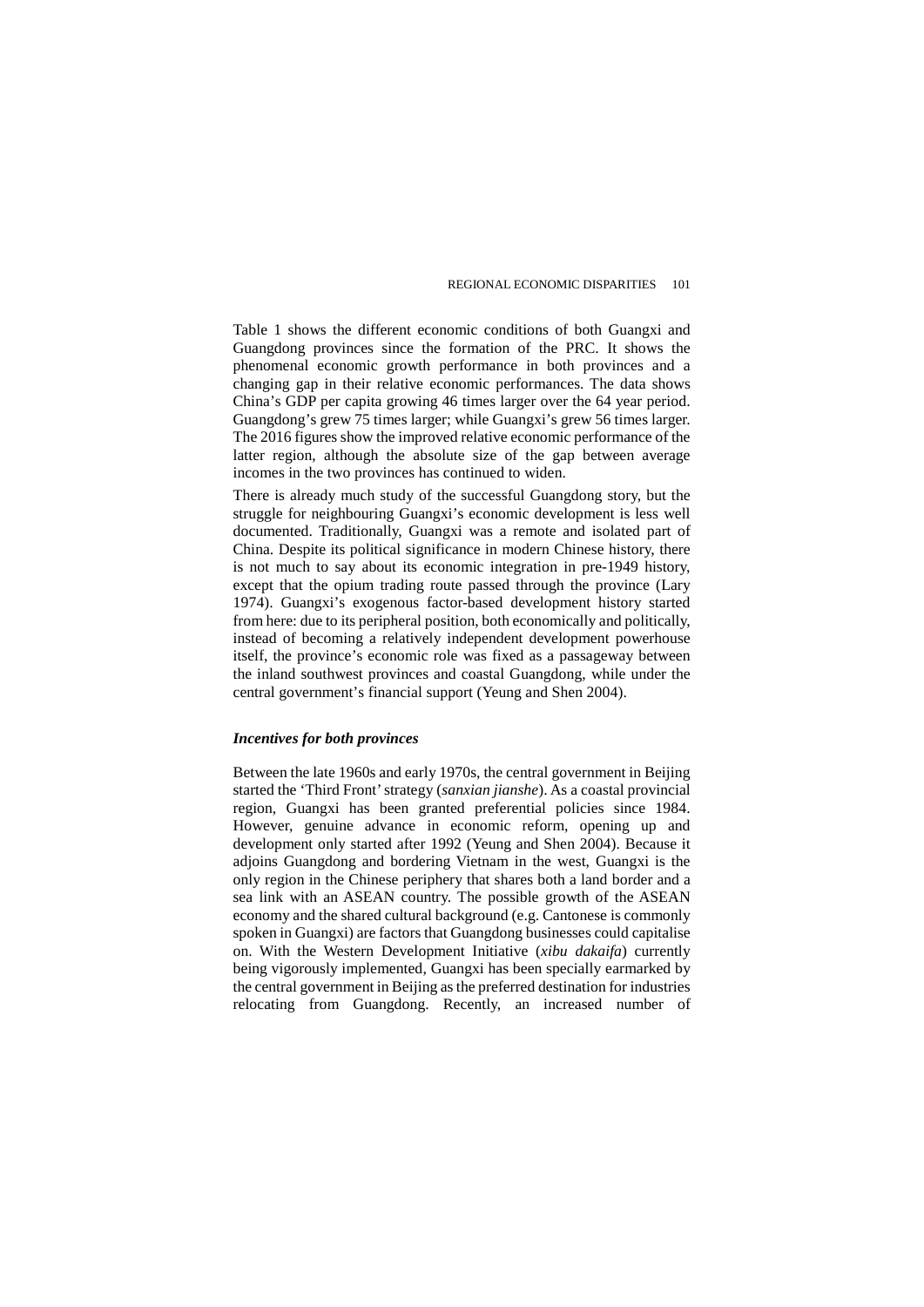Table 1 shows the different economic conditions of both Guangxi and Guangdong provinces since the formation of the PRC. It shows the phenomenal economic growth performance in both provinces and a changing gap in their relative economic performances. The data shows China's GDP per capita growing 46 times larger over the 64 year period. Guangdong's grew 75 times larger; while Guangxi's grew 56 times larger. The 2016 figures show the improved relative economic performance of the latter region, although the absolute size of the gap between average incomes in the two provinces has continued to widen.

There is already much study of the successful Guangdong story, but the struggle for neighbouring Guangxi's economic development is less well documented. Traditionally, Guangxi was a remote and isolated part of China. Despite its political significance in modern Chinese history, there is not much to say about its economic integration in pre-1949 history, except that the opium trading route passed through the province (Lary 1974). Guangxi's exogenous factor-based development history started from here: due to its peripheral position, both economically and politically, instead of becoming a relatively independent development powerhouse itself, the province's economic role was fixed as a passageway between the inland southwest provinces and coastal Guangdong, while under the central government's financial support (Yeung and Shen 2004).

### *Incentives for both provinces*

Between the late 1960s and early 1970s, the central government in Beijing started the 'Third Front' strategy (*sanxian jianshe*). As a coastal provincial region, Guangxi has been granted preferential policies since 1984. However, genuine advance in economic reform, opening up and development only started after 1992 (Yeung and Shen 2004). Because it adjoins Guangdong and bordering Vietnam in the west, Guangxi is the only region in the Chinese periphery that shares both a land border and a sea link with an ASEAN country. The possible growth of the ASEAN economy and the shared cultural background (e.g. Cantonese is commonly spoken in Guangxi) are factors that Guangdong businesses could capitalise on. With the Western Development Initiative (*xibu dakaifa*) currently being vigorously implemented, Guangxi has been specially earmarked by the central government in Beijing as the preferred destination for industries relocating from Guangdong. Recently, an increased number of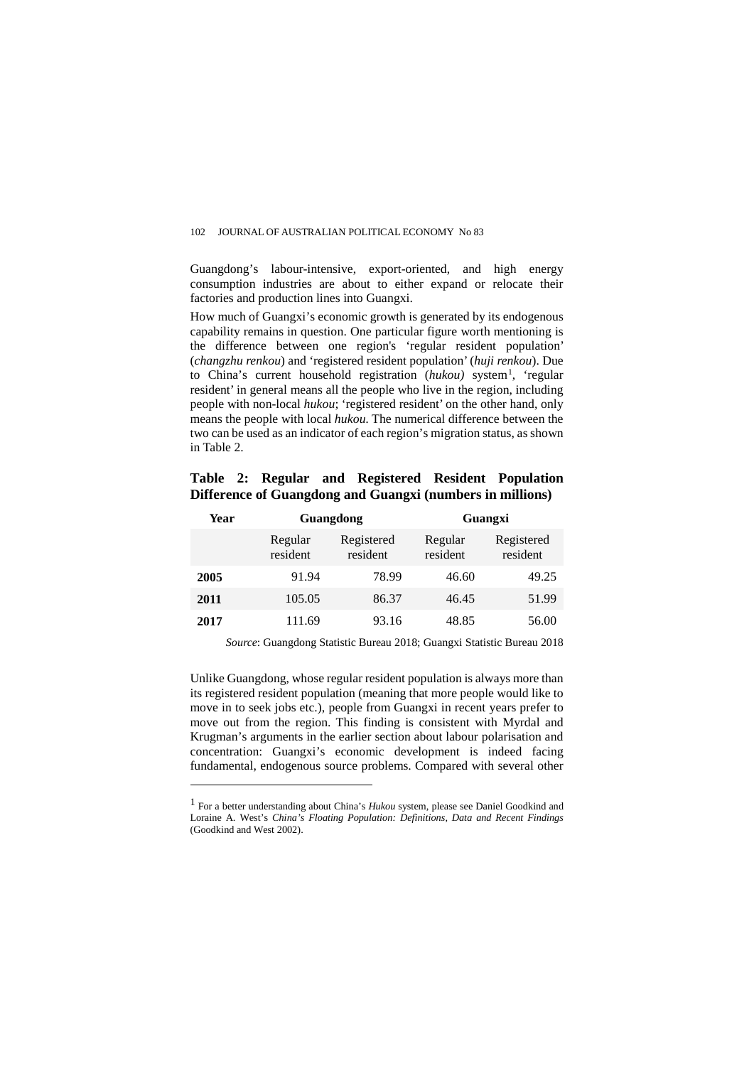Guangdong's labour-intensive, export-oriented, and high energy consumption industries are about to either expand or relocate their factories and production lines into Guangxi.

How much of Guangxi's economic growth is generated by its endogenous capability remains in question. One particular figure worth mentioning is the difference between one region's 'regular resident population' (*changzhu renkou*) and 'registered resident population' (*huji renkou*). Due to China's current household registration (*hukou)* system[1], 'regular resident' in general means all the people who live in the region, including people with non-local *hukou*; 'registered resident' on the other hand, only means the people with local *hukou.* The numerical difference between the two can be used as an indicator of each region's migration status, as shown in Table 2.

**Table 2: Regular and Registered Resident Population Difference of Guangdong and Guangxi (numbers in millions)**

| Year | Guangdong | | Guangxi | |
|---|---|---|---|---|
| | Regular resident | Registered resident | Regular resident | Registered resident |
| **2005** | 91.94 | 78.99 | 46.60 | 49.25 |
| **2011** | 105.05 | 86.37 | 46.45 | 51.99 |
| **2017** | 111.69 | 93.16 | 48.85 | 56.00 |

*Source*: Guangdong Statistic Bureau 2018; Guangxi Statistic Bureau 2018

Unlike Guangdong, whose regular resident population is always more than its registered resident population (meaning that more people would like to move in to seek jobs etc.), people from Guangxi in recent years prefer to move out from the region. This finding is consistent with Myrdal and Krugman's arguments in the earlier section about labour polarisation and concentration: Guangxi's economic development is indeed facing fundamental, endogenous source problems. Compared with several other

---

[1] For a better understanding about China's *Hukou* system, please see Daniel Goodkind and Loraine A. West's *China's Floating Population: Definitions, Data and Recent Findings* (Goodkind and West 2002).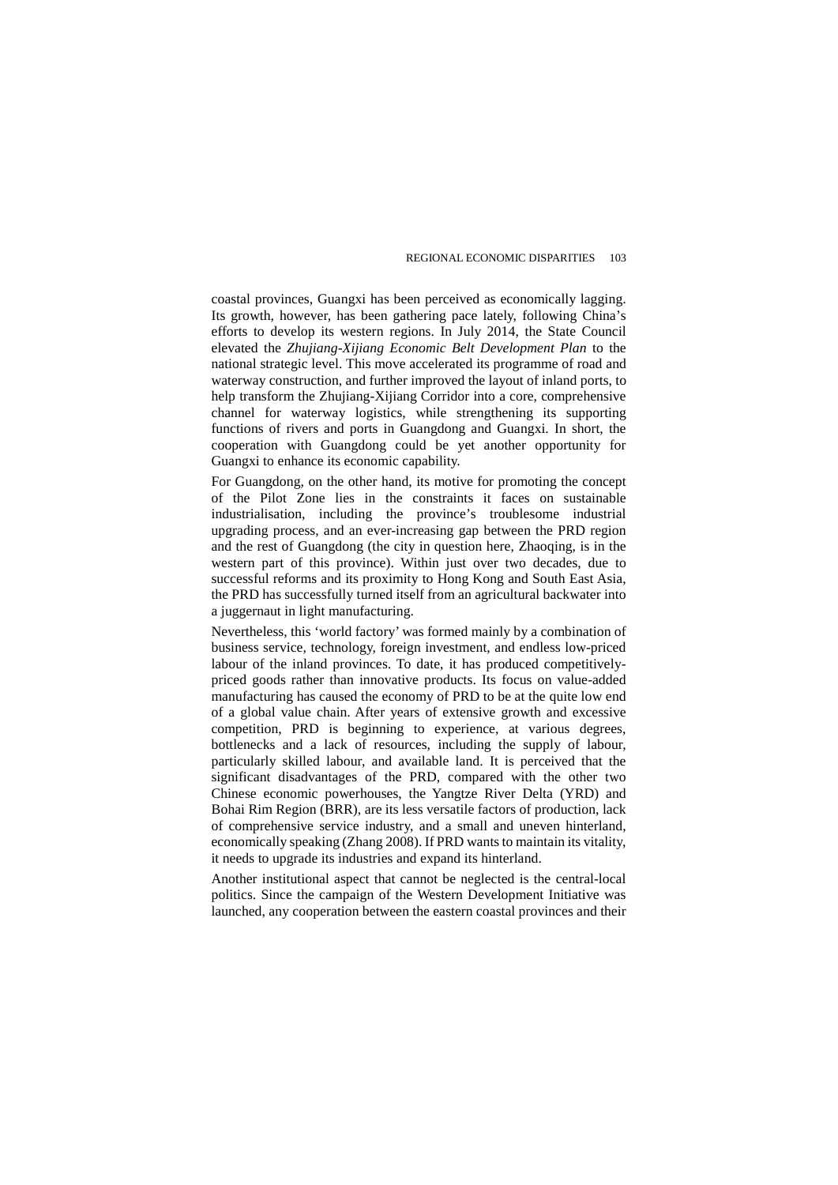coastal provinces, Guangxi has been perceived as economically lagging. Its growth, however, has been gathering pace lately, following China's efforts to develop its western regions. In July 2014, the State Council elevated the *Zhujiang-Xijiang Economic Belt Development Plan* to the national strategic level. This move accelerated its programme of road and waterway construction, and further improved the layout of inland ports, to help transform the Zhujiang-Xijiang Corridor into a core, comprehensive channel for waterway logistics, while strengthening its supporting functions of rivers and ports in Guangdong and Guangxi. In short, the cooperation with Guangdong could be yet another opportunity for Guangxi to enhance its economic capability.

For Guangdong, on the other hand, its motive for promoting the concept of the Pilot Zone lies in the constraints it faces on sustainable industrialisation, including the province's troublesome industrial upgrading process, and an ever-increasing gap between the PRD region and the rest of Guangdong (the city in question here, Zhaoqing, is in the western part of this province). Within just over two decades, due to successful reforms and its proximity to Hong Kong and South East Asia, the PRD has successfully turned itself from an agricultural backwater into a juggernaut in light manufacturing.

Nevertheless, this 'world factory' was formed mainly by a combination of business service, technology, foreign investment, and endless low-priced labour of the inland provinces. To date, it has produced competitively-priced goods rather than innovative products. Its focus on value-added manufacturing has caused the economy of PRD to be at the quite low end of a global value chain. After years of extensive growth and excessive competition, PRD is beginning to experience, at various degrees, bottlenecks and a lack of resources, including the supply of labour, particularly skilled labour, and available land. It is perceived that the significant disadvantages of the PRD, compared with the other two Chinese economic powerhouses, the Yangtze River Delta (YRD) and Bohai Rim Region (BRR), are its less versatile factors of production, lack of comprehensive service industry, and a small and uneven hinterland, economically speaking (Zhang 2008). If PRD wants to maintain its vitality, it needs to upgrade its industries and expand its hinterland.

Another institutional aspect that cannot be neglected is the central-local politics. Since the campaign of the Western Development Initiative was launched, any cooperation between the eastern coastal provinces and their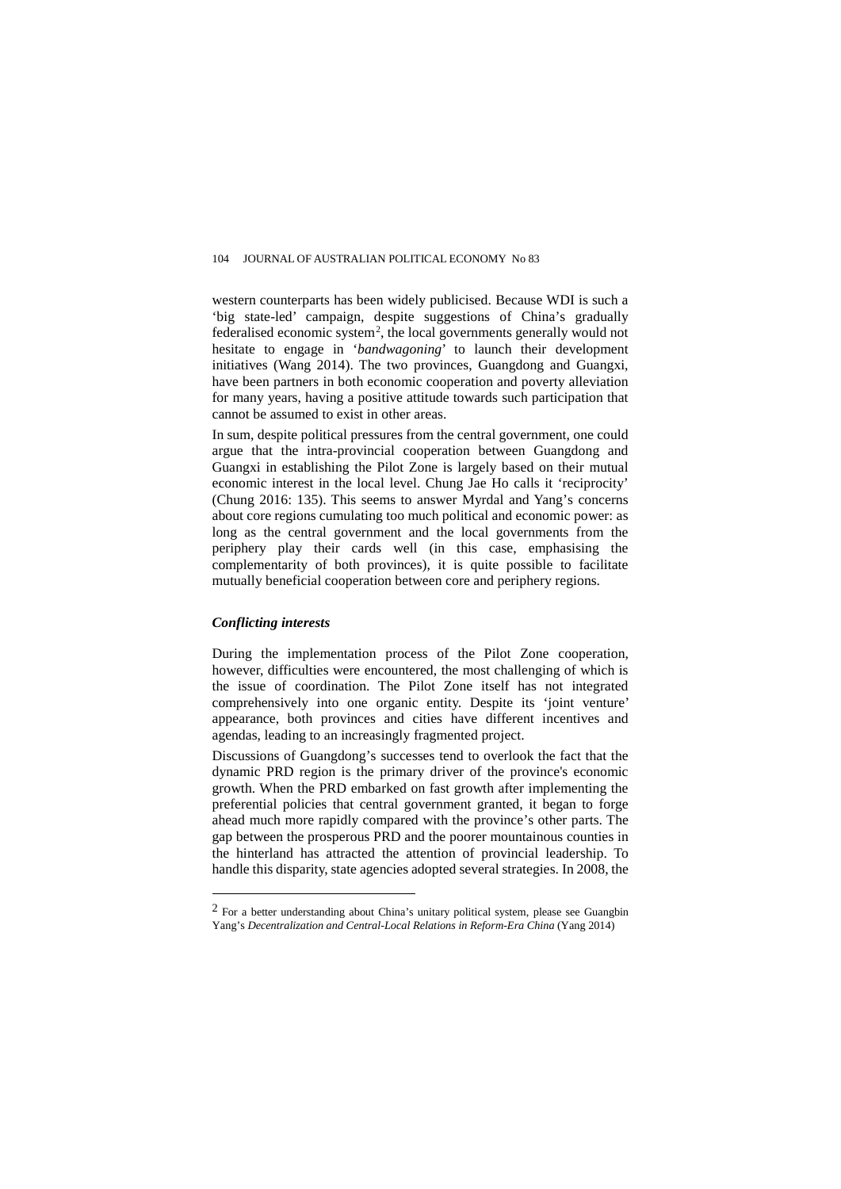western counterparts has been widely publicised. Because WDI is such a 'big state-led' campaign, despite suggestions of China's gradually federalised economic system[2], the local governments generally would not hesitate to engage in '*bandwagoning*' to launch their development initiatives (Wang 2014). The two provinces, Guangdong and Guangxi, have been partners in both economic cooperation and poverty alleviation for many years, having a positive attitude towards such participation that cannot be assumed to exist in other areas.

In sum, despite political pressures from the central government, one could argue that the intra-provincial cooperation between Guangdong and Guangxi in establishing the Pilot Zone is largely based on their mutual economic interest in the local level. Chung Jae Ho calls it 'reciprocity' (Chung 2016: 135). This seems to answer Myrdal and Yang's concerns about core regions cumulating too much political and economic power: as long as the central government and the local governments from the periphery play their cards well (in this case, emphasising the complementarity of both provinces), it is quite possible to facilitate mutually beneficial cooperation between core and periphery regions.

### *Conflicting interests*

During the implementation process of the Pilot Zone cooperation, however, difficulties were encountered, the most challenging of which is the issue of coordination. The Pilot Zone itself has not integrated comprehensively into one organic entity. Despite its 'joint venture' appearance, both provinces and cities have different incentives and agendas, leading to an increasingly fragmented project.

Discussions of Guangdong's successes tend to overlook the fact that the dynamic PRD region is the primary driver of the province's economic growth. When the PRD embarked on fast growth after implementing the preferential policies that central government granted, it began to forge ahead much more rapidly compared with the province's other parts. The gap between the prosperous PRD and the poorer mountainous counties in the hinterland has attracted the attention of provincial leadership. To handle this disparity, state agencies adopted several strategies. In 2008, the

---

[2] For a better understanding about China's unitary political system, please see Guangbin Yang's *Decentralization and Central-Local Relations in Reform-Era China* (Yang 2014)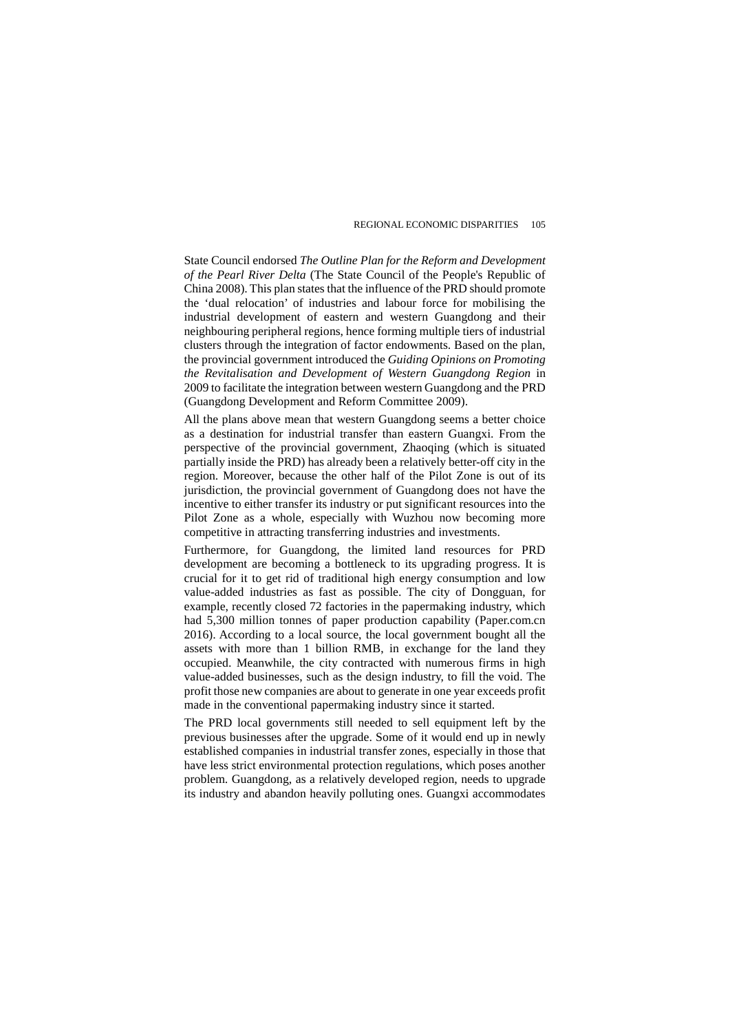State Council endorsed *The Outline Plan for the Reform and Development of the Pearl River Delta* (The State Council of the People's Republic of China 2008). This plan states that the influence of the PRD should promote the 'dual relocation' of industries and labour force for mobilising the industrial development of eastern and western Guangdong and their neighbouring peripheral regions, hence forming multiple tiers of industrial clusters through the integration of factor endowments. Based on the plan, the provincial government introduced the *Guiding Opinions on Promoting the Revitalisation and Development of Western Guangdong Region* in 2009 to facilitate the integration between western Guangdong and the PRD (Guangdong Development and Reform Committee 2009).

All the plans above mean that western Guangdong seems a better choice as a destination for industrial transfer than eastern Guangxi. From the perspective of the provincial government, Zhaoqing (which is situated partially inside the PRD) has already been a relatively better-off city in the region. Moreover, because the other half of the Pilot Zone is out of its jurisdiction, the provincial government of Guangdong does not have the incentive to either transfer its industry or put significant resources into the Pilot Zone as a whole, especially with Wuzhou now becoming more competitive in attracting transferring industries and investments.

Furthermore, for Guangdong, the limited land resources for PRD development are becoming a bottleneck to its upgrading progress. It is crucial for it to get rid of traditional high energy consumption and low value-added industries as fast as possible. The city of Dongguan, for example, recently closed 72 factories in the papermaking industry, which had 5,300 million tonnes of paper production capability (Paper.com.cn 2016). According to a local source, the local government bought all the assets with more than 1 billion RMB, in exchange for the land they occupied. Meanwhile, the city contracted with numerous firms in high value-added businesses, such as the design industry, to fill the void. The profit those new companies are about to generate in one year exceeds profit made in the conventional papermaking industry since it started.

The PRD local governments still needed to sell equipment left by the previous businesses after the upgrade. Some of it would end up in newly established companies in industrial transfer zones, especially in those that have less strict environmental protection regulations, which poses another problem. Guangdong, as a relatively developed region, needs to upgrade its industry and abandon heavily polluting ones. Guangxi accommodates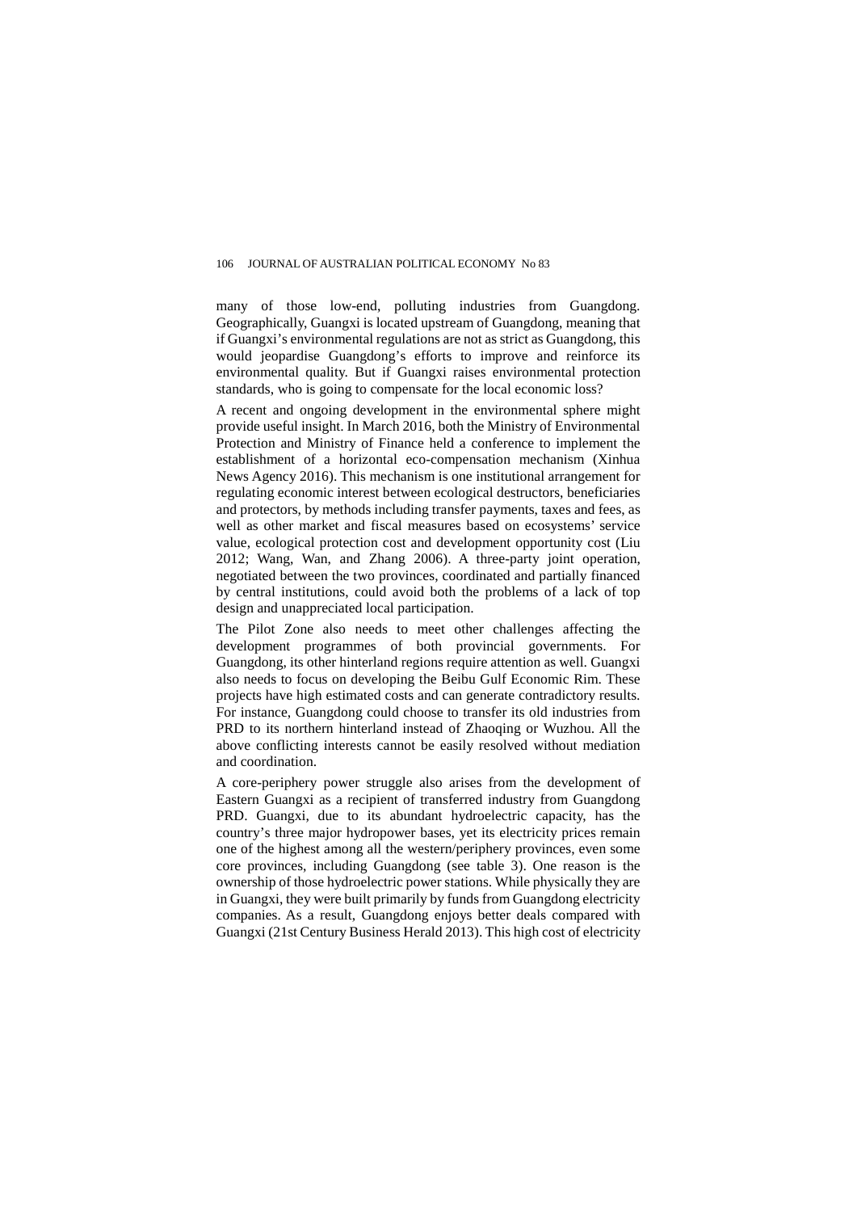many of those low-end, polluting industries from Guangdong. Geographically, Guangxi is located upstream of Guangdong, meaning that if Guangxi's environmental regulations are not as strict as Guangdong, this would jeopardise Guangdong's efforts to improve and reinforce its environmental quality. But if Guangxi raises environmental protection standards, who is going to compensate for the local economic loss?

A recent and ongoing development in the environmental sphere might provide useful insight. In March 2016, both the Ministry of Environmental Protection and Ministry of Finance held a conference to implement the establishment of a horizontal eco-compensation mechanism (Xinhua News Agency 2016). This mechanism is one institutional arrangement for regulating economic interest between ecological destructors, beneficiaries and protectors, by methods including transfer payments, taxes and fees, as well as other market and fiscal measures based on ecosystems' service value, ecological protection cost and development opportunity cost (Liu 2012; Wang, Wan, and Zhang 2006). A three-party joint operation, negotiated between the two provinces, coordinated and partially financed by central institutions, could avoid both the problems of a lack of top design and unappreciated local participation.

The Pilot Zone also needs to meet other challenges affecting the development programmes of both provincial governments. For Guangdong, its other hinterland regions require attention as well. Guangxi also needs to focus on developing the Beibu Gulf Economic Rim. These projects have high estimated costs and can generate contradictory results. For instance, Guangdong could choose to transfer its old industries from PRD to its northern hinterland instead of Zhaoqing or Wuzhou. All the above conflicting interests cannot be easily resolved without mediation and coordination.

A core-periphery power struggle also arises from the development of Eastern Guangxi as a recipient of transferred industry from Guangdong PRD. Guangxi, due to its abundant hydroelectric capacity, has the country's three major hydropower bases, yet its electricity prices remain one of the highest among all the western/periphery provinces, even some core provinces, including Guangdong (see table 3). One reason is the ownership of those hydroelectric power stations. While physically they are in Guangxi, they were built primarily by funds from Guangdong electricity companies. As a result, Guangdong enjoys better deals compared with Guangxi (21st Century Business Herald 2013). This high cost of electricity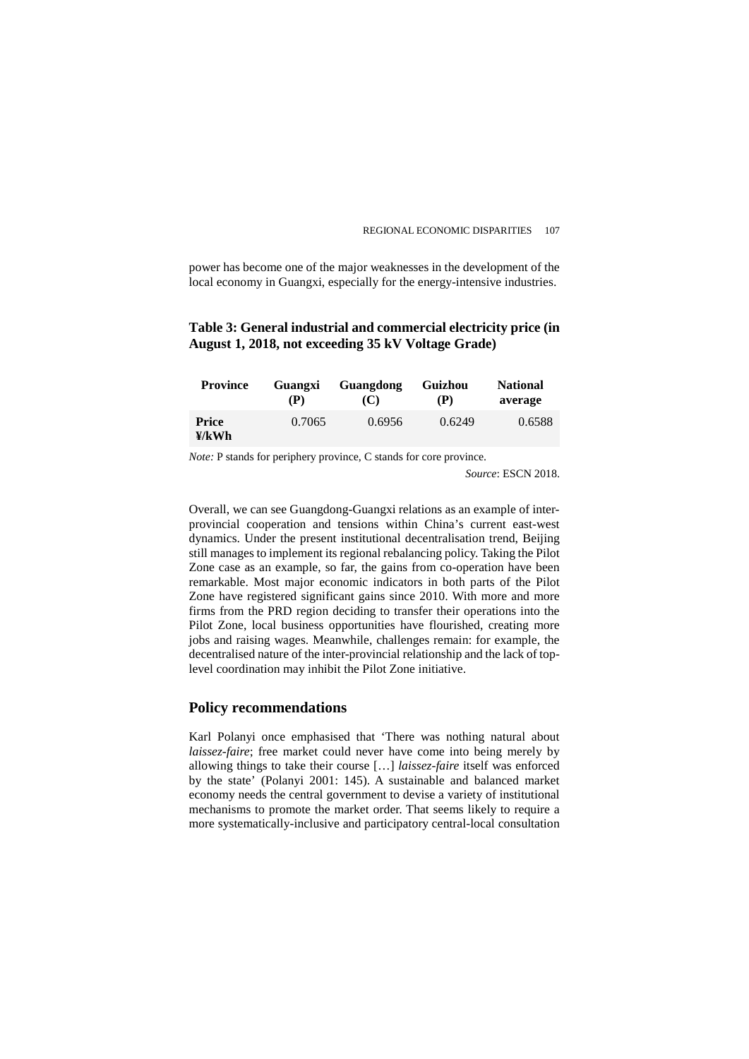power has become one of the major weaknesses in the development of the local economy in Guangxi, especially for the energy-intensive industries.

**Table 3: General industrial and commercial electricity price (in August 1, 2018, not exceeding 35 kV Voltage Grade)**

| Province | Guangxi (P) | Guangdong (C) | Guizhou (P) | National average |
|---|---|---|---|---|
| **Price ¥/kWh** | 0.7065 | 0.6956 | 0.6249 | 0.6588 |

*Note:* P stands for periphery province, C stands for core province.

*Source*: ESCN 2018.

Overall, we can see Guangdong-Guangxi relations as an example of inter-provincial cooperation and tensions within China's current east-west dynamics. Under the present institutional decentralisation trend, Beijing still manages to implement its regional rebalancing policy. Taking the Pilot Zone case as an example, so far, the gains from co-operation have been remarkable. Most major economic indicators in both parts of the Pilot Zone have registered significant gains since 2010. With more and more firms from the PRD region deciding to transfer their operations into the Pilot Zone, local business opportunities have flourished, creating more jobs and raising wages. Meanwhile, challenges remain: for example, the decentralised nature of the inter-provincial relationship and the lack of top-level coordination may inhibit the Pilot Zone initiative.

## Policy recommendations

Karl Polanyi once emphasised that 'There was nothing natural about *laissez-faire*; free market could never have come into being merely by allowing things to take their course […] *laissez-faire* itself was enforced by the state' (Polanyi 2001: 145). A sustainable and balanced market economy needs the central government to devise a variety of institutional mechanisms to promote the market order. That seems likely to require a more systematically-inclusive and participatory central-local consultation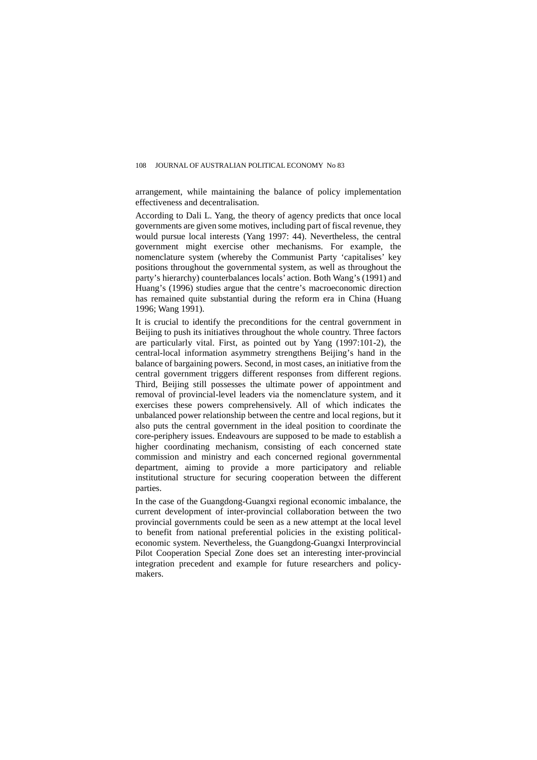arrangement, while maintaining the balance of policy implementation effectiveness and decentralisation.

According to Dali L. Yang, the theory of agency predicts that once local governments are given some motives, including part of fiscal revenue, they would pursue local interests (Yang 1997: 44). Nevertheless, the central government might exercise other mechanisms. For example, the nomenclature system (whereby the Communist Party 'capitalises' key positions throughout the governmental system, as well as throughout the party's hierarchy) counterbalances locals' action. Both Wang's (1991) and Huang's (1996) studies argue that the centre's macroeconomic direction has remained quite substantial during the reform era in China (Huang 1996; Wang 1991).

It is crucial to identify the preconditions for the central government in Beijing to push its initiatives throughout the whole country. Three factors are particularly vital. First, as pointed out by Yang (1997:101-2), the central-local information asymmetry strengthens Beijing's hand in the balance of bargaining powers. Second, in most cases, an initiative from the central government triggers different responses from different regions. Third, Beijing still possesses the ultimate power of appointment and removal of provincial-level leaders via the nomenclature system, and it exercises these powers comprehensively. All of which indicates the unbalanced power relationship between the centre and local regions, but it also puts the central government in the ideal position to coordinate the core-periphery issues. Endeavours are supposed to be made to establish a higher coordinating mechanism, consisting of each concerned state commission and ministry and each concerned regional governmental department, aiming to provide a more participatory and reliable institutional structure for securing cooperation between the different parties.

In the case of the Guangdong-Guangxi regional economic imbalance, the current development of inter-provincial collaboration between the two provincial governments could be seen as a new attempt at the local level to benefit from national preferential policies in the existing political-economic system. Nevertheless, the Guangdong-Guangxi Interprovincial Pilot Cooperation Special Zone does set an interesting inter-provincial integration precedent and example for future researchers and policy-makers.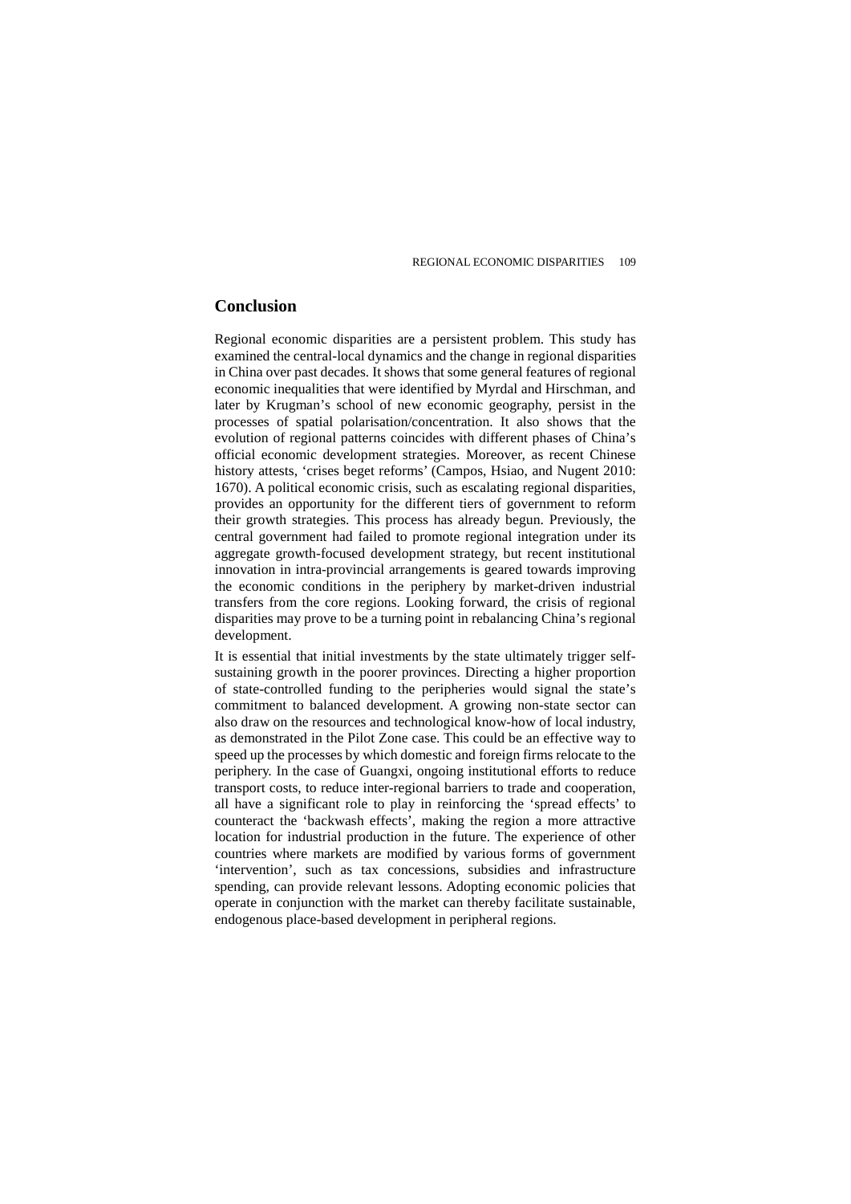## Conclusion

Regional economic disparities are a persistent problem. This study has examined the central-local dynamics and the change in regional disparities in China over past decades. It shows that some general features of regional economic inequalities that were identified by Myrdal and Hirschman, and later by Krugman's school of new economic geography, persist in the processes of spatial polarisation/concentration. It also shows that the evolution of regional patterns coincides with different phases of China's official economic development strategies. Moreover, as recent Chinese history attests, 'crises beget reforms' (Campos, Hsiao, and Nugent 2010: 1670). A political economic crisis, such as escalating regional disparities, provides an opportunity for the different tiers of government to reform their growth strategies. This process has already begun. Previously, the central government had failed to promote regional integration under its aggregate growth-focused development strategy, but recent institutional innovation in intra-provincial arrangements is geared towards improving the economic conditions in the periphery by market-driven industrial transfers from the core regions. Looking forward, the crisis of regional disparities may prove to be a turning point in rebalancing China's regional development.

It is essential that initial investments by the state ultimately trigger self-sustaining growth in the poorer provinces. Directing a higher proportion of state-controlled funding to the peripheries would signal the state's commitment to balanced development. A growing non-state sector can also draw on the resources and technological know-how of local industry, as demonstrated in the Pilot Zone case. This could be an effective way to speed up the processes by which domestic and foreign firms relocate to the periphery. In the case of Guangxi, ongoing institutional efforts to reduce transport costs, to reduce inter-regional barriers to trade and cooperation, all have a significant role to play in reinforcing the 'spread effects' to counteract the 'backwash effects', making the region a more attractive location for industrial production in the future. The experience of other countries where markets are modified by various forms of government 'intervention', such as tax concessions, subsidies and infrastructure spending, can provide relevant lessons. Adopting economic policies that operate in conjunction with the market can thereby facilitate sustainable, endogenous place-based development in peripheral regions.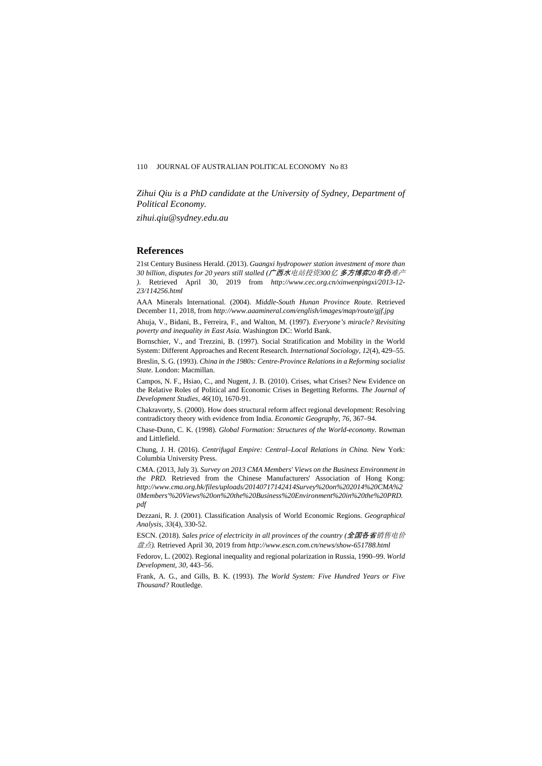*Zihui Qiu is a PhD candidate at the University of Sydney, Department of Political Economy.*

*zihui.qiu@sydney.edu.au*

## References

21st Century Business Herald. (2013). *Guangxi hydropower station investment of more than 30 billion, disputes for 20 years still stalled (广西水电站投资300亿 多方博弈20年仍难产).* Retrieved April 30, 2019 from *http://www.cec.org.cn/xinwenpingxi/2013-12-23/114256.html*

AAA Minerals International. (2004). *Middle-South Hunan Province Route.* Retrieved December 11, 2018, from *http://www.aaamineral.com/english/images/map/route/gjf.jpg*

Ahuja, V., Bidani, B., Ferreira, F., and Walton, M. (1997). *Everyone's miracle? Revisiting poverty and inequality in East Asia.* Washington DC: World Bank.

Bornschier, V., and Trezzini, B. (1997). Social Stratification and Mobility in the World System: Different Approaches and Recent Research. *International Sociology, 12*(4), 429–55.

Breslin, S. G. (1993). *China in the 1980s: Centre-Province Relations in a Reforming socialist State.* London: Macmillan.

Campos, N. F., Hsiao, C., and Nugent, J. B. (2010). Crises, what Crises? New Evidence on the Relative Roles of Political and Economic Crises in Begetting Reforms. *The Journal of Development Studies, 46*(10), 1670-91.

Chakravorty, S. (2000). How does structural reform affect regional development: Resolving contradictory theory with evidence from India. *Economic Geography, 76*, 367–94.

Chase-Dunn, C. K. (1998). *Global Formation: Structures of the World-economy.* Rowman and Littlefield.

Chung, J. H. (2016). *Centrifugal Empire: Central–Local Relations in China.* New York: Columbia University Press.

CMA. (2013, July 3). *Survey on 2013 CMA Members' Views on the Business Environment in the PRD.* Retrieved from the Chinese Manufacturers' Association of Hong Kong: *http://www.cma.org.hk/files/uploads/20140717142414Survey%20on%202014%20CMA%20Members'%20Views%20on%20the%20Business%20Environment%20in%20the%20PRD.pdf*

Dezzani, R. J. (2001). Classification Analysis of World Economic Regions. *Geographical Analysis, 33*(4), 330-52.

ESCN. (2018). *Sales price of electricity in all provinces of the country (全国各省销售电价盘点).* Retrieved April 30, 2019 from *http://www.escn.com.cn/news/show-651788.html*

Fedorov, L. (2002). Regional inequality and regional polarization in Russia, 1990–99. *World Development, 30*, 443–56.

Frank, A. G., and Gills, B. K. (1993). *The World System: Five Hundred Years or Five Thousand?* Routledge.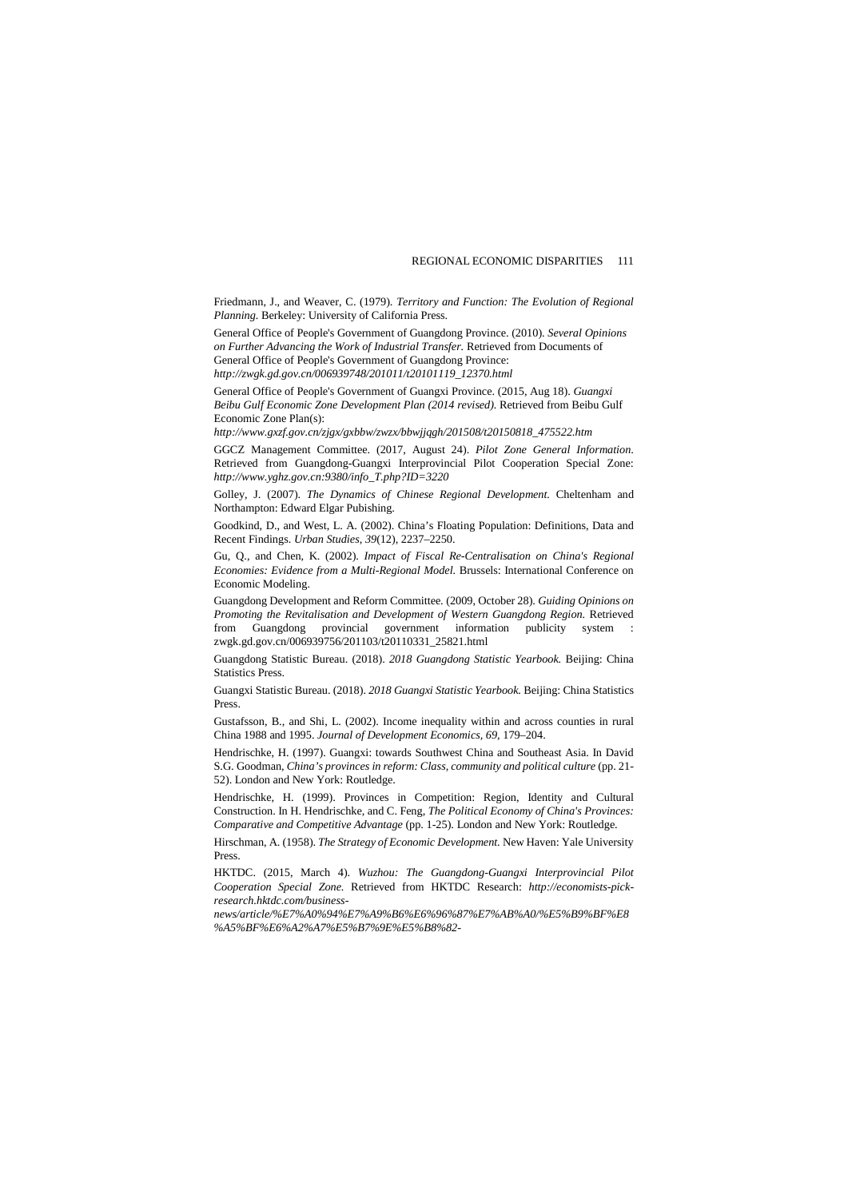Friedmann, J., and Weaver, C. (1979). *Territory and Function: The Evolution of Regional Planning.* Berkeley: University of California Press.

General Office of People's Government of Guangdong Province. (2010). *Several Opinions on Further Advancing the Work of Industrial Transfer.* Retrieved from Documents of General Office of People's Government of Guangdong Province: *http://zwgk.gd.gov.cn/006939748/201011/t20101119_12370.html*

General Office of People's Government of Guangxi Province. (2015, Aug 18). *Guangxi Beibu Gulf Economic Zone Development Plan (2014 revised).* Retrieved from Beibu Gulf Economic Zone Plan(s): *http://www.gxzf.gov.cn/zjgx/gxbbw/zwzx/bbwjjqgh/201508/t20150818_475522.htm*

GGCZ Management Committee. (2017, August 24). *Pilot Zone General Information.* Retrieved from Guangdong-Guangxi Interprovincial Pilot Cooperation Special Zone: *http://www.yghz.gov.cn:9380/info_T.php?ID=3220*

Golley, J. (2007). *The Dynamics of Chinese Regional Development.* Cheltenham and Northampton: Edward Elgar Pubishing.

Goodkind, D., and West, L. A. (2002). China's Floating Population: Definitions, Data and Recent Findings. *Urban Studies, 39*(12), 2237–2250.

Gu, Q., and Chen, K. (2002). *Impact of Fiscal Re-Centralisation on China's Regional Economies: Evidence from a Multi-Regional Model.* Brussels: International Conference on Economic Modeling.

Guangdong Development and Reform Committee. (2009, October 28). *Guiding Opinions on Promoting the Revitalisation and Development of Western Guangdong Region.* Retrieved from Guangdong provincial government information publicity system : zwgk.gd.gov.cn/006939756/201103/t20110331_25821.html

Guangdong Statistic Bureau. (2018). *2018 Guangdong Statistic Yearbook.* Beijing: China Statistics Press.

Guangxi Statistic Bureau. (2018). *2018 Guangxi Statistic Yearbook.* Beijing: China Statistics Press.

Gustafsson, B., and Shi, L. (2002). Income inequality within and across counties in rural China 1988 and 1995. *Journal of Development Economics, 69*, 179–204.

Hendrischke, H. (1997). Guangxi: towards Southwest China and Southeast Asia. In David S.G. Goodman, *China's provinces in reform: Class, community and political culture* (pp. 21-52). London and New York: Routledge.

Hendrischke, H. (1999). Provinces in Competition: Region, Identity and Cultural Construction. In H. Hendrischke, and C. Feng, *The Political Economy of China's Provinces: Comparative and Competitive Advantage* (pp. 1-25). London and New York: Routledge.

Hirschman, A. (1958). *The Strategy of Economic Development.* New Haven: Yale University Press.

HKTDC. (2015, March 4). *Wuzhou: The Guangdong-Guangxi Interprovincial Pilot Cooperation Special Zone.* Retrieved from HKTDC Research: *http://economists-pick-research.hktdc.com/business-news/article/%E7%A0%94%E7%A9%B6%E6%96%87%E7%AB%A0/%E5%B9%BF%E8%A5%BF%E6%A2%A7%E5%B7%9E%E5%B8%82-*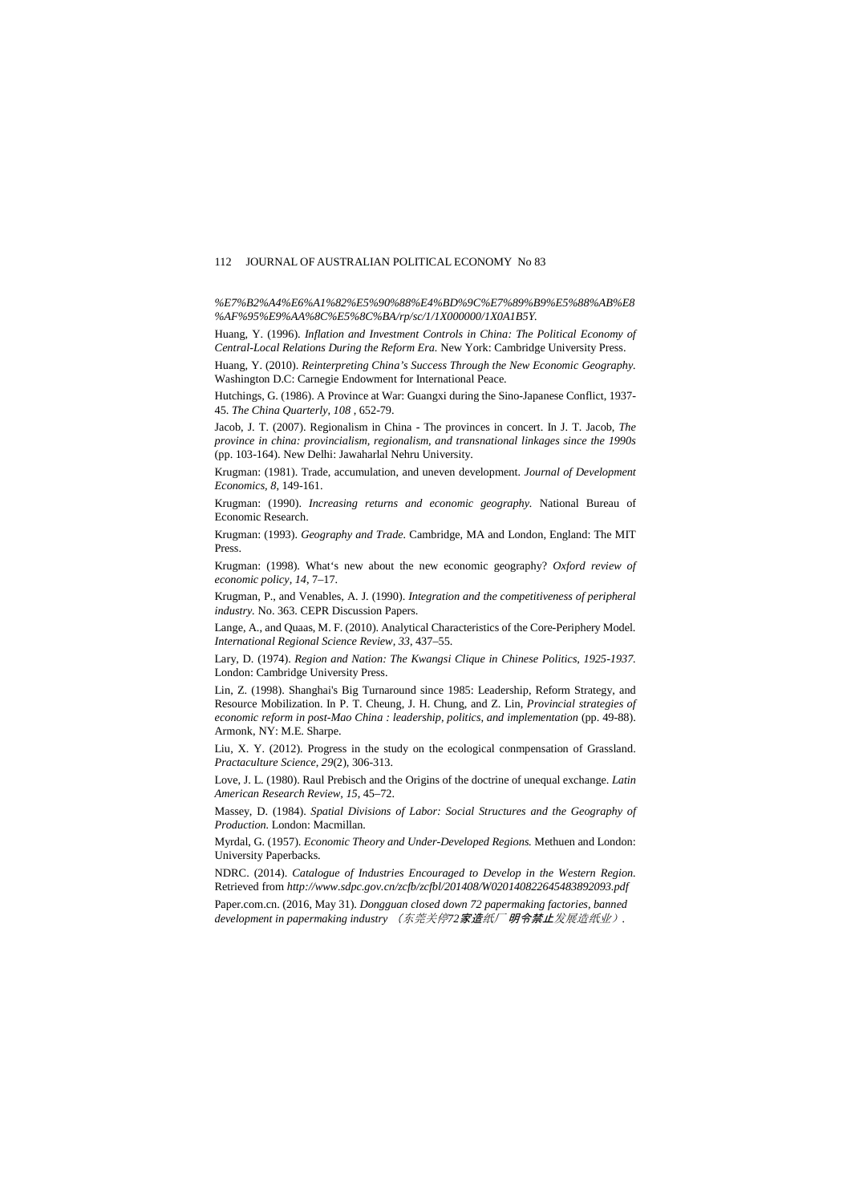*%E7%B2%A4%E6%A1%82%E5%90%88%E4%BD%9C%E7%89%B9%E5%88%AB%E8%AF%95%E9%AA%8C%E5%8C%BA/rp/sc/1/1X000000/1X0A1B5Y.*

Huang, Y. (1996). *Inflation and Investment Controls in China: The Political Economy of Central-Local Relations During the Reform Era.* New York: Cambridge University Press.

Huang, Y. (2010). *Reinterpreting China's Success Through the New Economic Geography.* Washington D.C: Carnegie Endowment for International Peace.

Hutchings, G. (1986). A Province at War: Guangxi during the Sino-Japanese Conflict, 1937-45. *The China Quarterly, 108* , 652-79.

Jacob, J. T. (2007). Regionalism in China - The provinces in concert. In J. T. Jacob, *The province in china: provincialism, regionalism, and transnational linkages since the 1990s* (pp. 103-164). New Delhi: Jawaharlal Nehru University.

Krugman: (1981). Trade, accumulation, and uneven development. *Journal of Development Economics, 8*, 149-161.

Krugman: (1990). *Increasing returns and economic geography.* National Bureau of Economic Research.

Krugman: (1993). *Geography and Trade.* Cambridge, MA and London, England: The MIT Press.

Krugman: (1998). What's new about the new economic geography? *Oxford review of economic policy, 14*, 7–17.

Krugman, P., and Venables, A. J. (1990). *Integration and the competitiveness of peripheral industry.* No. 363. CEPR Discussion Papers.

Lange, A., and Quaas, M. F. (2010). Analytical Characteristics of the Core-Periphery Model. *International Regional Science Review, 33*, 437–55.

Lary, D. (1974). *Region and Nation: The Kwangsi Clique in Chinese Politics, 1925-1937.* London: Cambridge University Press.

Lin, Z. (1998). Shanghai's Big Turnaround since 1985: Leadership, Reform Strategy, and Resource Mobilization. In P. T. Cheung, J. H. Chung, and Z. Lin, *Provincial strategies of economic reform in post-Mao China : leadership, politics, and implementation* (pp. 49-88). Armonk, NY: M.E. Sharpe.

Liu, X. Y. (2012). Progress in the study on the ecological conmpensation of Grassland. *Practaculture Science, 29*(2), 306-313.

Love, J. L. (1980). Raul Prebisch and the Origins of the doctrine of unequal exchange. *Latin American Research Review, 15*, 45–72.

Massey, D. (1984). *Spatial Divisions of Labor: Social Structures and the Geography of Production.* London: Macmillan.

Myrdal, G. (1957). *Economic Theory and Under-Developed Regions.* Methuen and London: University Paperbacks.

NDRC. (2014). *Catalogue of Industries Encouraged to Develop in the Western Region.* Retrieved from *http://www.sdpc.gov.cn/zcfb/zcfbl/201408/W020140822645483892093.pdf*

Paper.com.cn. (2016, May 31). *Dongguan closed down 72 papermaking factories, banned development in papermaking industry （东莞关停72家造纸厂 明令禁止发展造纸业）.*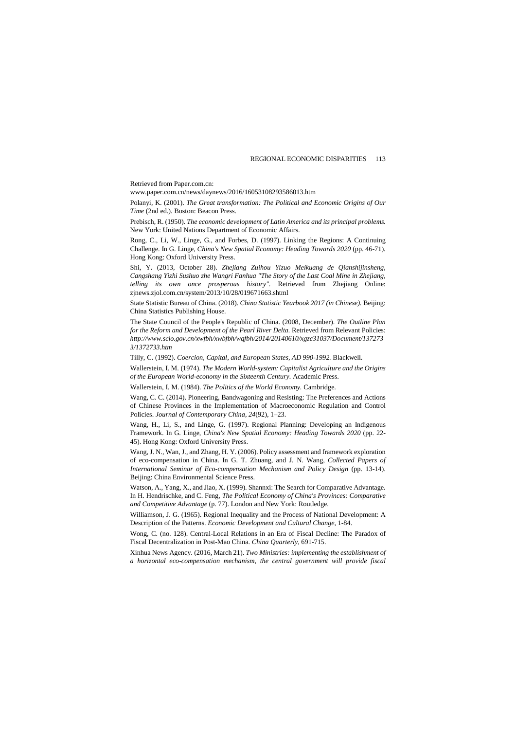Retrieved from Paper.com.cn: www.paper.com.cn/news/daynews/2016/160531082935860​13.htm

Polanyi, K. (2001). *The Great transformation: The Political and Economic Origins of Our Time* (2nd ed.). Boston: Beacon Press.

Prebisch, R. (1950). *The economic development of Latin America and its principal problems.* New York: United Nations Department of Economic Affairs.

Rong, C., Li, W., Linge, G., and Forbes, D. (1997). Linking the Regions: A Continuing Challenge. In G. Linge, *China's New Spatial Economy: Heading Towards 2020* (pp. 46-71). Hong Kong: Oxford University Press.

Shi, Y. (2013, October 28). *Zhejiang Zuihou Yizuo Meikuang de Qianshijinsheng, Cangshang Yizhi Sushuo zhe Wangri Fanhua "The Story of the Last Coal Mine in Zhejiang, telling its own once prosperous history".* Retrieved from Zhejiang Online: zjnews.zjol.com.cn/system/2013/10/28/019671663.shtml

State Statistic Bureau of China. (2018). *China Statistic Yearbook 2017 (in Chinese).* Beijing: China Statistics Publishing House.

The State Council of the People's Republic of China. (2008, December). *The Outline Plan for the Reform and Development of the Pearl River Delta.* Retrieved from Relevant Policies: *http://www.scio.gov.cn/xwfbh/xwbfbh/wqfbh/2014/20140610/xgzc31037/Document/1372733/1372733.htm*

Tilly, C. (1992). *Coercion, Capital, and European States, AD 990-1992.* Blackwell.

Wallerstein, I. M. (1974). *The Modern World-system: Capitalist Agriculture and the Origins of the European World-economy in the Sixteenth Century.* Academic Press.

Wallerstein, I. M. (1984). *The Politics of the World Economy.* Cambridge.

Wang, C. C. (2014). Pioneering, Bandwagoning and Resisting: The Preferences and Actions of Chinese Provinces in the Implementation of Macroeconomic Regulation and Control Policies. *Journal of Contemporary China*, *24*(92), 1–23.

Wang, H., Li, S., and Linge, G. (1997). Regional Planning: Developing an Indigenous Framework. In G. Linge, *China's New Spatial Economy: Heading Towards 2020* (pp. 22-45). Hong Kong: Oxford University Press.

Wang, J. N., Wan, J., and Zhang, H. Y. (2006). Policy assessment and framework exploration of eco-compensation in China. In G. T. Zhuang, and J. N. Wang, *Collected Papers of International Seminar of Eco-compensation Mechanism and Policy Design* (pp. 13-14). Beijing: China Environmental Science Press.

Watson, A., Yang, X., and Jiao, X. (1999). Shannxi: The Search for Comparative Advantage. In H. Hendrischke, and C. Feng, *The Political Economy of China's Provinces: Comparative and Competitive Advantage* (p. 77). London and New York: Routledge.

Williamson, J. G. (1965). Regional Inequality and the Process of National Development: A Description of the Patterns. *Economic Development and Cultural Change*, 1-84.

Wong, C. (no. 128). Central-Local Relations in an Era of Fiscal Decline: The Paradox of Fiscal Decentralization in Post-Mao China. *China Quarterly*, 691-715.

Xinhua News Agency. (2016, March 21). *Two Ministries: implementing the establishment of a horizontal eco-compensation mechanism, the central government will provide fiscal*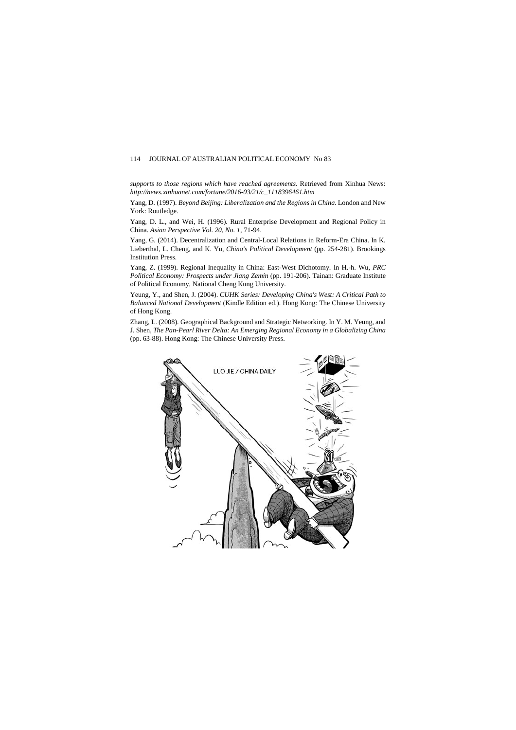*supports to those regions which have reached agreements.* Retrieved from Xinhua News: *http://news.xinhuanet.com/fortune/2016-03/21/c_1118396461.htm*

Yang, D. (1997). *Beyond Beijing: Liberalization and the Regions in China*. London and New York: Routledge.

Yang, D. L., and Wei, H. (1996). Rural Enterprise Development and Regional Policy in China. *Asian Perspective Vol. 20, No. 1*, 71-94.

Yang, G. (2014). Decentralization and Central-Local Relations in Reform-Era China. In K. Lieberthal, L. Cheng, and K. Yu, *China's Political Development* (pp. 254-281). Brookings Institution Press.

Yang, Z. (1999). Regional Inequality in China: East-West Dichotomy. In H.-h. Wu, *PRC Political Economy: Prospects under Jiang Zemin* (pp. 191-206). Tainan: Graduate Institute of Political Economy, National Cheng Kung University.

Yeung, Y., and Shen, J. (2004). *CUHK Series: Developing China's West: A Critical Path to Balanced National Development* (Kindle Edition ed.). Hong Kong: The Chinese University of Hong Kong.

Zhang, L. (2008). Geographical Background and Strategic Networking. In Y. M. Yeung, and J. Shen, *The Pan-Pearl River Delta: An Emerging Regional Economy in a Globalizing China* (pp. 63-88). Hong Kong: The Chinese University Press.

LUO JIE / CHINA DAILY